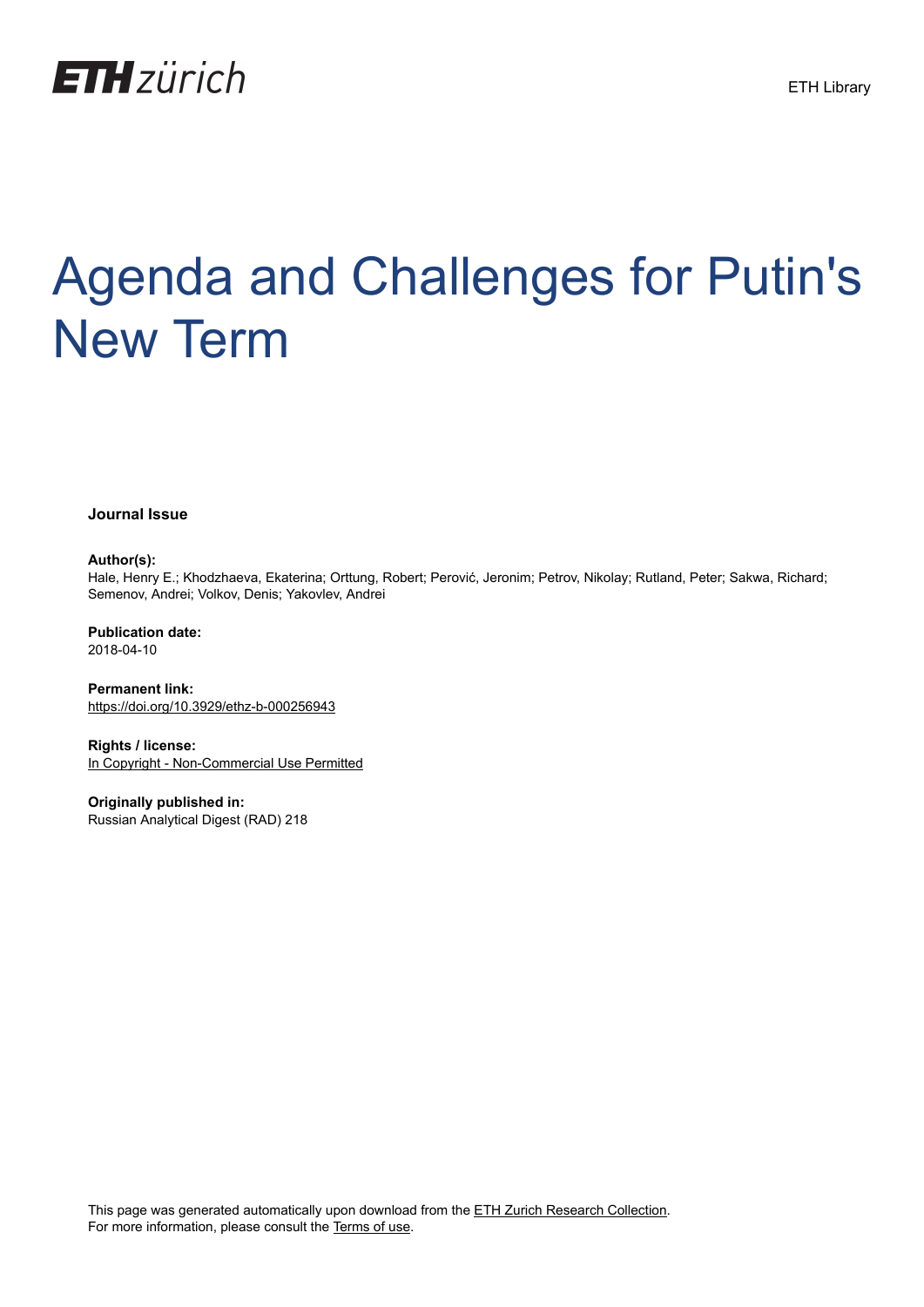ETH zürich

ETH Library

# Agenda and Challenges for Putin's New Term

**Journal Issue**

**Author(s):**
Hale, Henry E.; Khodzhaeva, Ekaterina; Orttung, Robert; Perović, Jeronim; Petrov, Nikolay; Rutland, Peter; Sakwa, Richard; Semenov, Andrei; Volkov, Denis; Yakovlev, Andrei

**Publication date:**
2018-04-10

**Permanent link:**
https://doi.org/10.3929/ethz-b-000256943

**Rights / license:**
In Copyright - Non-Commercial Use Permitted

**Originally published in:**
Russian Analytical Digest (RAD) 218

This page was generated automatically upon download from the ETH Zurich Research Collection.
For more information, please consult the Terms of use.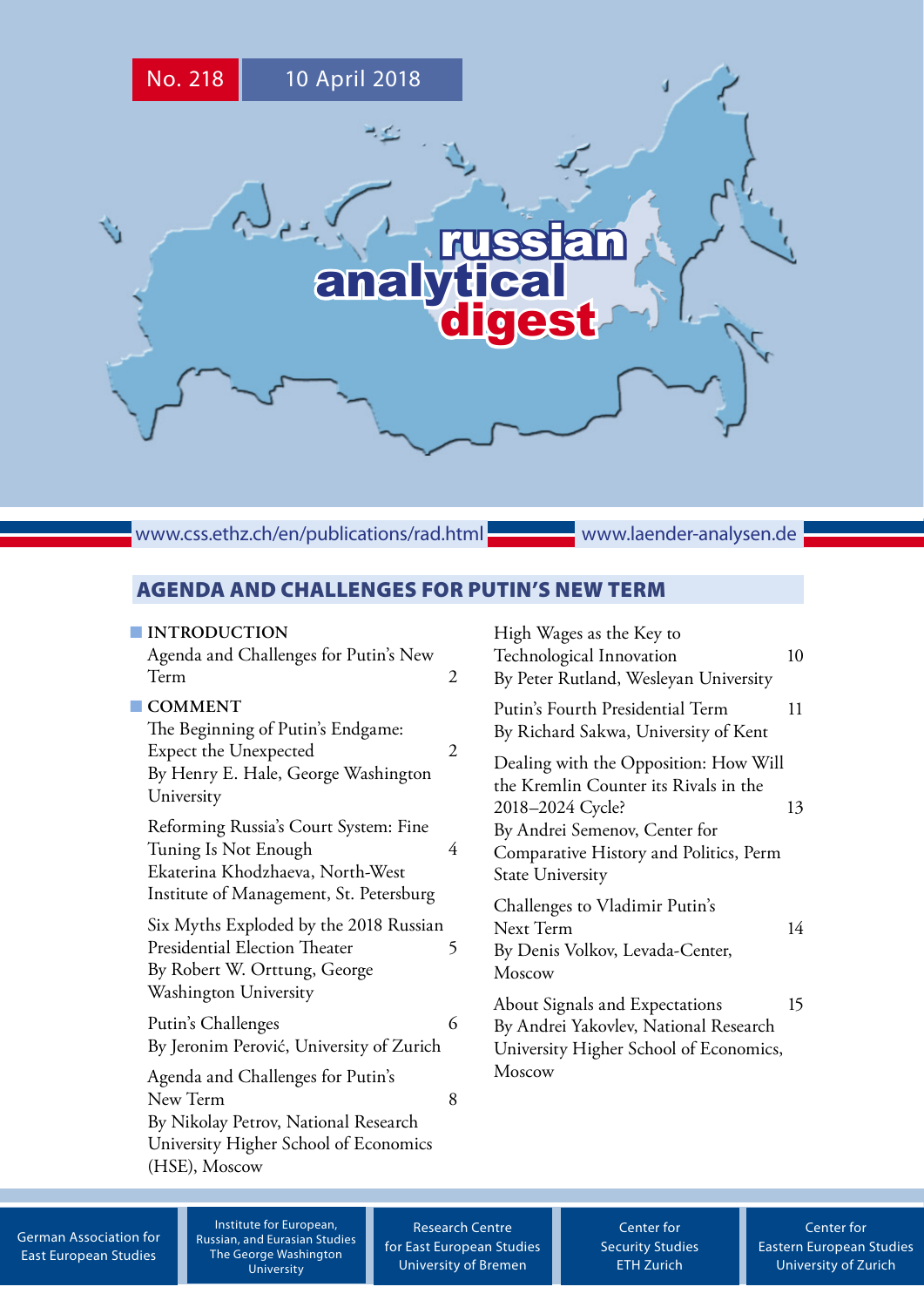No. 218 10 April 2018

# russian analytical digest

www.css.ethz.ch/en/publications/rad.html www.laender-analysen.de

## AGENDA AND CHALLENGES FOR PUTIN'S NEW TERM

**INTRODUCTION**

Agenda and Challenges for Putin's New Term 2

**COMMENT**

The Beginning of Putin's Endgame: Expect the Unexpected 2
By Henry E. Hale, George Washington University

Reforming Russia's Court System: Fine Tuning Is Not Enough 4
Ekaterina Khodzhaeva, North-West Institute of Management, St. Petersburg

Six Myths Exploded by the 2018 Russian Presidential Election Theater 5
By Robert W. Orttung, George Washington University

Putin's Challenges 6
By Jeronim Perović, University of Zurich

Agenda and Challenges for Putin's New Term 8
By Nikolay Petrov, National Research University Higher School of Economics (HSE), Moscow

High Wages as the Key to Technological Innovation 10
By Peter Rutland, Wesleyan University

Putin's Fourth Presidential Term 11
By Richard Sakwa, University of Kent

Dealing with the Opposition: How Will the Kremlin Counter its Rivals in the 2018–2024 Cycle? 13
By Andrei Semenov, Center for Comparative History and Politics, Perm State University

Challenges to Vladimir Putin's Next Term 14
By Denis Volkov, Levada-Center, Moscow

About Signals and Expectations 15
By Andrei Yakovlev, National Research University Higher School of Economics, Moscow

German Association for East European Studies | Institute for European, Russian, and Eurasian Studies The George Washington University | Research Centre for East European Studies University of Bremen | Center for Security Studies ETH Zurich | Center for Eastern European Studies University of Zurich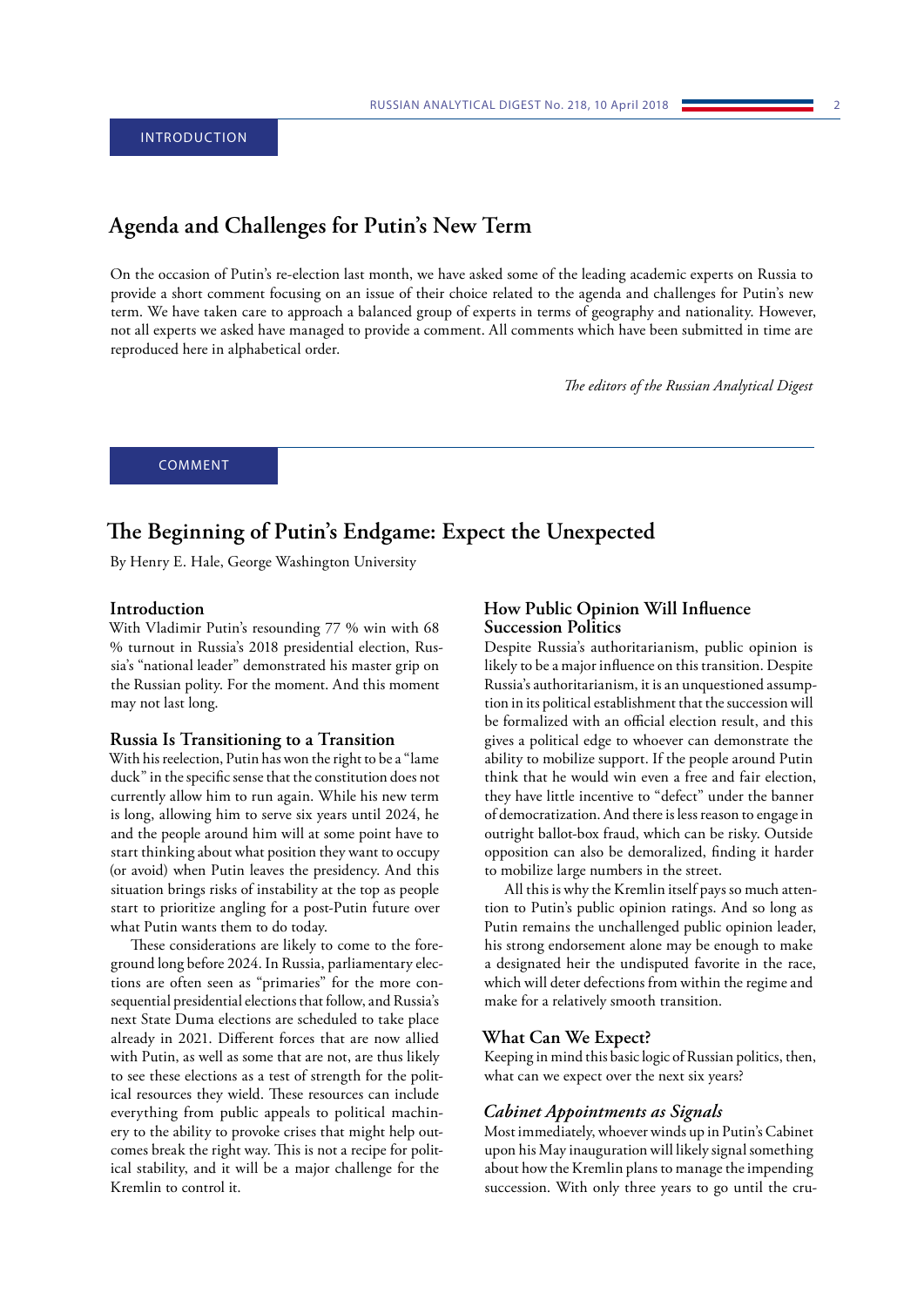INTRODUCTION

## Agenda and Challenges for Putin's New Term

On the occasion of Putin's re-election last month, we have asked some of the leading academic experts on Russia to provide a short comment focusing on an issue of their choice related to the agenda and challenges for Putin's new term. We have taken care to approach a balanced group of experts in terms of geography and nationality. However, not all experts we asked have managed to provide a comment. All comments which have been submitted in time are reproduced here in alphabetical order.

*The editors of the Russian Analytical Digest*

COMMENT

## The Beginning of Putin's Endgame: Expect the Unexpected

By Henry E. Hale, George Washington University

### Introduction

With Vladimir Putin's resounding 77 % win with 68 % turnout in Russia's 2018 presidential election, Russia's "national leader" demonstrated his master grip on the Russian polity. For the moment. And this moment may not last long.

### Russia Is Transitioning to a Transition

With his reelection, Putin has won the right to be a "lame duck" in the specific sense that the constitution does not currently allow him to run again. While his new term is long, allowing him to serve six years until 2024, he and the people around him will at some point have to start thinking about what position they want to occupy (or avoid) when Putin leaves the presidency. And this situation brings risks of instability at the top as people start to prioritize angling for a post-Putin future over what Putin wants them to do today.

These considerations are likely to come to the foreground long before 2024. In Russia, parliamentary elections are often seen as "primaries" for the more consequential presidential elections that follow, and Russia's next State Duma elections are scheduled to take place already in 2021. Different forces that are now allied with Putin, as well as some that are not, are thus likely to see these elections as a test of strength for the political resources they wield. These resources can include everything from public appeals to political machinery to the ability to provoke crises that might help outcomes break the right way. This is not a recipe for political stability, and it will be a major challenge for the Kremlin to control it.

### How Public Opinion Will Influence Succession Politics

Despite Russia's authoritarianism, public opinion is likely to be a major influence on this transition. Despite Russia's authoritarianism, it is an unquestioned assumption in its political establishment that the succession will be formalized with an official election result, and this gives a political edge to whoever can demonstrate the ability to mobilize support. If the people around Putin think that he would win even a free and fair election, they have little incentive to "defect" under the banner of democratization. And there is less reason to engage in outright ballot-box fraud, which can be risky. Outside opposition can also be demoralized, finding it harder to mobilize large numbers in the street.

All this is why the Kremlin itself pays so much attention to Putin's public opinion ratings. And so long as Putin remains the unchallenged public opinion leader, his strong endorsement alone may be enough to make a designated heir the undisputed favorite in the race, which will deter defections from within the regime and make for a relatively smooth transition.

### What Can We Expect?

Keeping in mind this basic logic of Russian politics, then, what can we expect over the next six years?

#### *Cabinet Appointments as Signals*

Most immediately, whoever winds up in Putin's Cabinet upon his May inauguration will likely signal something about how the Kremlin plans to manage the impending succession. With only three years to go until the cru-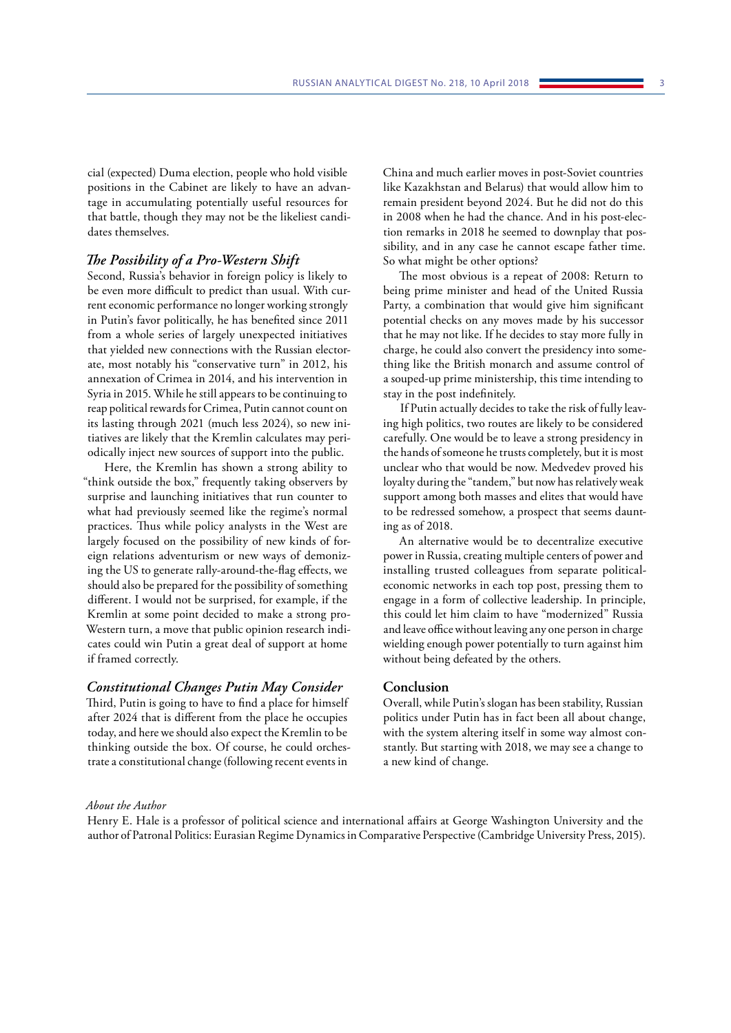cial (expected) Duma election, people who hold visible positions in the Cabinet are likely to have an advantage in accumulating potentially useful resources for that battle, though they may not be the likeliest candidates themselves.

### *The Possibility of a Pro-Western Shift*

Second, Russia's behavior in foreign policy is likely to be even more difficult to predict than usual. With current economic performance no longer working strongly in Putin's favor politically, he has benefited since 2011 from a whole series of largely unexpected initiatives that yielded new connections with the Russian electorate, most notably his "conservative turn" in 2012, his annexation of Crimea in 2014, and his intervention in Syria in 2015. While he still appears to be continuing to reap political rewards for Crimea, Putin cannot count on its lasting through 2021 (much less 2024), so new initiatives are likely that the Kremlin calculates may periodically inject new sources of support into the public.

Here, the Kremlin has shown a strong ability to "think outside the box," frequently taking observers by surprise and launching initiatives that run counter to what had previously seemed like the regime's normal practices. Thus while policy analysts in the West are largely focused on the possibility of new kinds of foreign relations adventurism or new ways of demonizing the US to generate rally-around-the-flag effects, we should also be prepared for the possibility of something different. I would not be surprised, for example, if the Kremlin at some point decided to make a strong pro-Western turn, a move that public opinion research indicates could win Putin a great deal of support at home if framed correctly.

### *Constitutional Changes Putin May Consider*

Third, Putin is going to have to find a place for himself after 2024 that is different from the place he occupies today, and here we should also expect the Kremlin to be thinking outside the box. Of course, he could orchestrate a constitutional change (following recent events in China and much earlier moves in post-Soviet countries like Kazakhstan and Belarus) that would allow him to remain president beyond 2024. But he did not do this in 2008 when he had the chance. And in his post-election remarks in 2018 he seemed to downplay that possibility, and in any case he cannot escape father time. So what might be other options?

The most obvious is a repeat of 2008: Return to being prime minister and head of the United Russia Party, a combination that would give him significant potential checks on any moves made by his successor that he may not like. If he decides to stay more fully in charge, he could also convert the presidency into something like the British monarch and assume control of a souped-up prime ministership, this time intending to stay in the post indefinitely.

If Putin actually decides to take the risk of fully leaving high politics, two routes are likely to be considered carefully. One would be to leave a strong presidency in the hands of someone he trusts completely, but it is most unclear who that would be now. Medvedev proved his loyalty during the "tandem," but now has relatively weak support among both masses and elites that would have to be redressed somehow, a prospect that seems daunting as of 2018.

An alternative would be to decentralize executive power in Russia, creating multiple centers of power and installing trusted colleagues from separate political-economic networks in each top post, pressing them to engage in a form of collective leadership. In principle, this could let him claim to have "modernized" Russia and leave office without leaving any one person in charge wielding enough power potentially to turn against him without being defeated by the others.

### Conclusion

Overall, while Putin's slogan has been stability, Russian politics under Putin has in fact been all about change, with the system altering itself in some way almost constantly. But starting with 2018, we may see a change to a new kind of change.

*About the Author*

Henry E. Hale is a professor of political science and international affairs at George Washington University and the author of Patronal Politics: Eurasian Regime Dynamics in Comparative Perspective (Cambridge University Press, 2015).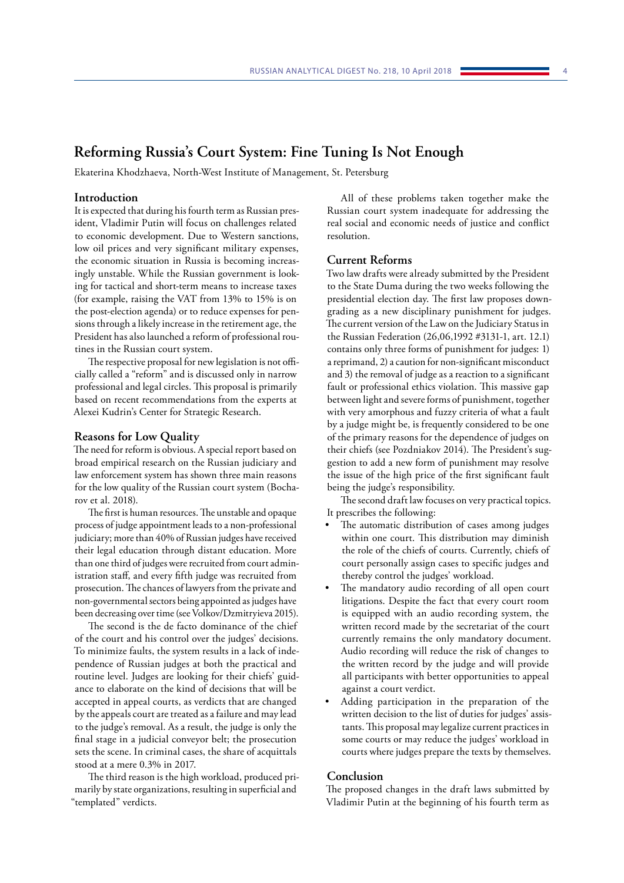## Reforming Russia's Court System: Fine Tuning Is Not Enough

Ekaterina Khodzhaeva, North-West Institute of Management, St. Petersburg

### Introduction

It is expected that during his fourth term as Russian president, Vladimir Putin will focus on challenges related to economic development. Due to Western sanctions, low oil prices and very significant military expenses, the economic situation in Russia is becoming increasingly unstable. While the Russian government is looking for tactical and short-term means to increase taxes (for example, raising the VAT from 13% to 15% is on the post-election agenda) or to reduce expenses for pensions through a likely increase in the retirement age, the President has also launched a reform of professional routines in the Russian court system.

The respective proposal for new legislation is not officially called a "reform" and is discussed only in narrow professional and legal circles. This proposal is primarily based on recent recommendations from the experts at Alexei Kudrin's Center for Strategic Research.

### Reasons for Low Quality

The need for reform is obvious. A special report based on broad empirical research on the Russian judiciary and law enforcement system has shown three main reasons for the low quality of the Russian court system (Bocharov et al. 2018).

The first is human resources. The unstable and opaque process of judge appointment leads to a non-professional judiciary; more than 40% of Russian judges have received their legal education through distant education. More than one third of judges were recruited from court administration staff, and every fifth judge was recruited from prosecution. The chances of lawyers from the private and non-governmental sectors being appointed as judges have been decreasing over time (see Volkov/Dzmitryieva 2015).

The second is the de facto dominance of the chief of the court and his control over the judges' decisions. To minimize faults, the system results in a lack of independence of Russian judges at both the practical and routine level. Judges are looking for their chiefs' guidance to elaborate on the kind of decisions that will be accepted in appeal courts, as verdicts that are changed by the appeals court are treated as a failure and may lead to the judge's removal. As a result, the judge is only the final stage in a judicial conveyor belt; the prosecution sets the scene. In criminal cases, the share of acquittals stood at a mere 0.3% in 2017.

The third reason is the high workload, produced primarily by state organizations, resulting in superficial and "templated" verdicts.

All of these problems taken together make the Russian court system inadequate for addressing the real social and economic needs of justice and conflict resolution.

### Current Reforms

Two law drafts were already submitted by the President to the State Duma during the two weeks following the presidential election day. The first law proposes downgrading as a new disciplinary punishment for judges. The current version of the Law on the Judiciary Status in the Russian Federation (26,06,1992 #3131-1, art. 12.1) contains only three forms of punishment for judges: 1) a reprimand, 2) a caution for non-significant misconduct and 3) the removal of judge as a reaction to a significant fault or professional ethics violation. This massive gap between light and severe forms of punishment, together with very amorphous and fuzzy criteria of what a fault by a judge might be, is frequently considered to be one of the primary reasons for the dependence of judges on their chiefs (see Pozdniakov 2014). The President's suggestion to add a new form of punishment may resolve the issue of the high price of the first significant fault being the judge's responsibility.

The second draft law focuses on very practical topics. It prescribes the following:

- The automatic distribution of cases among judges within one court. This distribution may diminish the role of the chiefs of courts. Currently, chiefs of court personally assign cases to specific judges and thereby control the judges' workload.
- The mandatory audio recording of all open court litigations. Despite the fact that every court room is equipped with an audio recording system, the written record made by the secretariat of the court currently remains the only mandatory document. Audio recording will reduce the risk of changes to the written record by the judge and will provide all participants with better opportunities to appeal against a court verdict.
- Adding participation in the preparation of the written decision to the list of duties for judges' assistants. This proposal may legalize current practices in some courts or may reduce the judges' workload in courts where judges prepare the texts by themselves.

### Conclusion

The proposed changes in the draft laws submitted by Vladimir Putin at the beginning of his fourth term as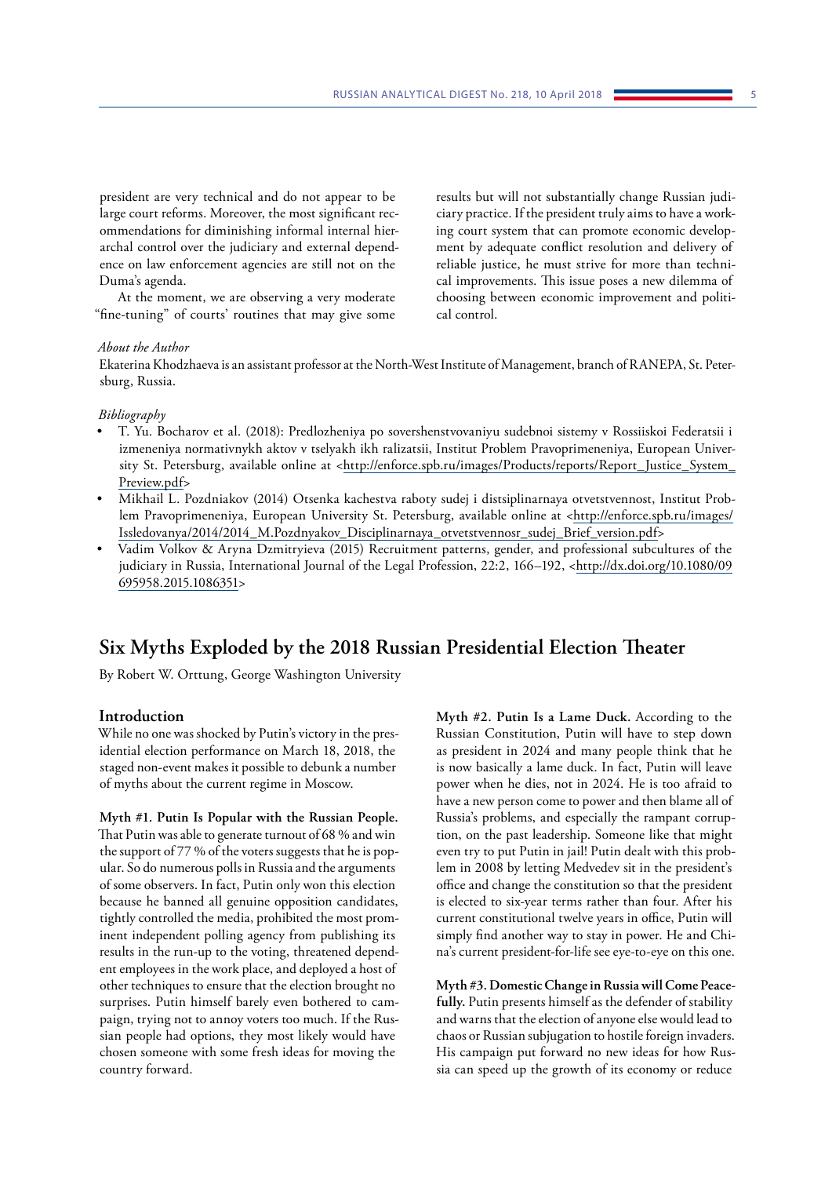president are very technical and do not appear to be large court reforms. Moreover, the most significant recommendations for diminishing informal internal hierarchal control over the judiciary and external dependence on law enforcement agencies are still not on the Duma's agenda.

At the moment, we are observing a very moderate "fine-tuning" of courts' routines that may give some results but will not substantially change Russian judiciary practice. If the president truly aims to have a working court system that can promote economic development by adequate conflict resolution and delivery of reliable justice, he must strive for more than technical improvements. This issue poses a new dilemma of choosing between economic improvement and political control.

*About the Author*

Ekaterina Khodzhaeva is an assistant professor at the North-West Institute of Management, branch of RANEPA, St. Petersburg, Russia.

*Bibliography*

- T. Yu. Bocharov et al. (2018): Predlozheniya po sovershenstvovaniyu sudebnoi sistemy v Rossiiskoi Federatsii i izmeneniya normativnykh aktov v tselyakh ikh ralizatsii, Institut Problem Pravoprimeneniya, European University St. Petersburg, available online at <http://enforce.spb.ru/images/Products/reports/Report_Justice_System_Preview.pdf>
- Mikhail L. Pozdniakov (2014) Otsenka kachestva raboty sudej i distsiplinarnaya otvetstvennost, Institut Problem Pravoprimeneniya, European University St. Petersburg, available online at <http://enforce.spb.ru/images/Issledovanya/2014/2014_M.Pozdnyakov_Disciplinarnaya_otvetstvennosr_sudej_Brief_version.pdf>
- Vadim Volkov & Aryna Dzmitryieva (2015) Recruitment patterns, gender, and professional subcultures of the judiciary in Russia, International Journal of the Legal Profession, 22:2, 166–192, <http://dx.doi.org/10.1080/09695958.2015.1086351>

## Six Myths Exploded by the 2018 Russian Presidential Election Theater

By Robert W. Orttung, George Washington University

### Introduction

While no one was shocked by Putin's victory in the presidential election performance on March 18, 2018, the staged non-event makes it possible to debunk a number of myths about the current regime in Moscow.

**Myth #1. Putin Is Popular with the Russian People.** That Putin was able to generate turnout of 68 % and win the support of 77 % of the voters suggests that he is popular. So do numerous polls in Russia and the arguments of some observers. In fact, Putin only won this election because he banned all genuine opposition candidates, tightly controlled the media, prohibited the most prominent independent polling agency from publishing its results in the run-up to the voting, threatened dependent employees in the work place, and deployed a host of other techniques to ensure that the election brought no surprises. Putin himself barely even bothered to campaign, trying not to annoy voters too much. If the Russian people had options, they most likely would have chosen someone with some fresh ideas for moving the country forward.

**Myth #2. Putin Is a Lame Duck.** According to the Russian Constitution, Putin will have to step down as president in 2024 and many people think that he is now basically a lame duck. In fact, Putin will leave power when he dies, not in 2024. He is too afraid to have a new person come to power and then blame all of Russia's problems, and especially the rampant corruption, on the past leadership. Someone like that might even try to put Putin in jail! Putin dealt with this problem in 2008 by letting Medvedev sit in the president's office and change the constitution so that the president is elected to six-year terms rather than four. After his current constitutional twelve years in office, Putin will simply find another way to stay in power. He and China's current president-for-life see eye-to-eye on this one.

**Myth #3. Domestic Change in Russia will Come Peacefully.** Putin presents himself as the defender of stability and warns that the election of anyone else would lead to chaos or Russian subjugation to hostile foreign invaders. His campaign put forward no new ideas for how Russia can speed up the growth of its economy or reduce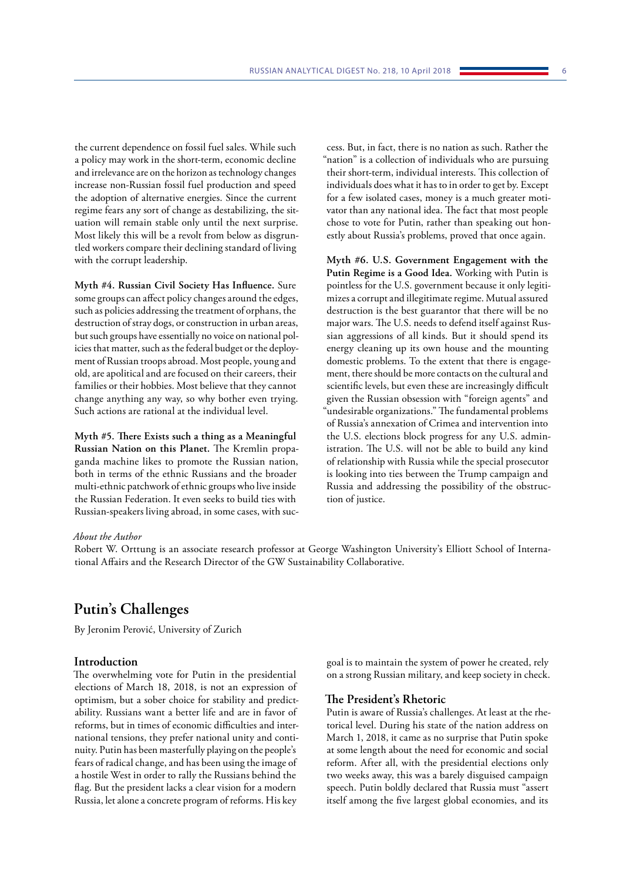the current dependence on fossil fuel sales. While such a policy may work in the short-term, economic decline and irrelevance are on the horizon as technology changes increase non-Russian fossil fuel production and speed the adoption of alternative energies. Since the current regime fears any sort of change as destabilizing, the situation will remain stable only until the next surprise. Most likely this will be a revolt from below as disgruntled workers compare their declining standard of living with the corrupt leadership.

**Myth #4. Russian Civil Society Has Influence.** Sure some groups can affect policy changes around the edges, such as policies addressing the treatment of orphans, the destruction of stray dogs, or construction in urban areas, but such groups have essentially no voice on national policies that matter, such as the federal budget or the deployment of Russian troops abroad. Most people, young and old, are apolitical and are focused on their careers, their families or their hobbies. Most believe that they cannot change anything any way, so why bother even trying. Such actions are rational at the individual level.

**Myth #5. There Exists such a thing as a Meaningful Russian Nation on this Planet.** The Kremlin propaganda machine likes to promote the Russian nation, both in terms of the ethnic Russians and the broader multi-ethnic patchwork of ethnic groups who live inside the Russian Federation. It even seeks to build ties with Russian-speakers living abroad, in some cases, with success. But, in fact, there is no nation as such. Rather the "nation" is a collection of individuals who are pursuing their short-term, individual interests. This collection of individuals does what it has to in order to get by. Except for a few isolated cases, money is a much greater motivator than any national idea. The fact that most people chose to vote for Putin, rather than speaking out honestly about Russia's problems, proved that once again.

**Myth #6. U.S. Government Engagement with the Putin Regime is a Good Idea.** Working with Putin is pointless for the U.S. government because it only legitimizes a corrupt and illegitimate regime. Mutual assured destruction is the best guarantor that there will be no major wars. The U.S. needs to defend itself against Russian aggressions of all kinds. But it should spend its energy cleaning up its own house and the mounting domestic problems. To the extent that there is engagement, there should be more contacts on the cultural and scientific levels, but even these are increasingly difficult given the Russian obsession with "foreign agents" and "undesirable organizations." The fundamental problems of Russia's annexation of Crimea and intervention into the U.S. elections block progress for any U.S. administration. The U.S. will not be able to build any kind of relationship with Russia while the special prosecutor is looking into ties between the Trump campaign and Russia and addressing the possibility of the obstruction of justice.

*About the Author*

Robert W. Orttung is an associate research professor at George Washington University's Elliott School of International Affairs and the Research Director of the GW Sustainability Collaborative.

# Putin's Challenges

By Jeronim Perović, University of Zurich

## Introduction

The overwhelming vote for Putin in the presidential elections of March 18, 2018, is not an expression of optimism, but a sober choice for stability and predictability. Russians want a better life and are in favor of reforms, but in times of economic difficulties and international tensions, they prefer national unity and continuity. Putin has been masterfully playing on the people's fears of radical change, and has been using the image of a hostile West in order to rally the Russians behind the flag. But the president lacks a clear vision for a modern Russia, let alone a concrete program of reforms. His key goal is to maintain the system of power he created, rely on a strong Russian military, and keep society in check.

## The President's Rhetoric

Putin is aware of Russia's challenges. At least at the rhetorical level. During his state of the nation address on March 1, 2018, it came as no surprise that Putin spoke at some length about the need for economic and social reform. After all, with the presidential elections only two weeks away, this was a barely disguised campaign speech. Putin boldly declared that Russia must "assert itself among the five largest global economies, and its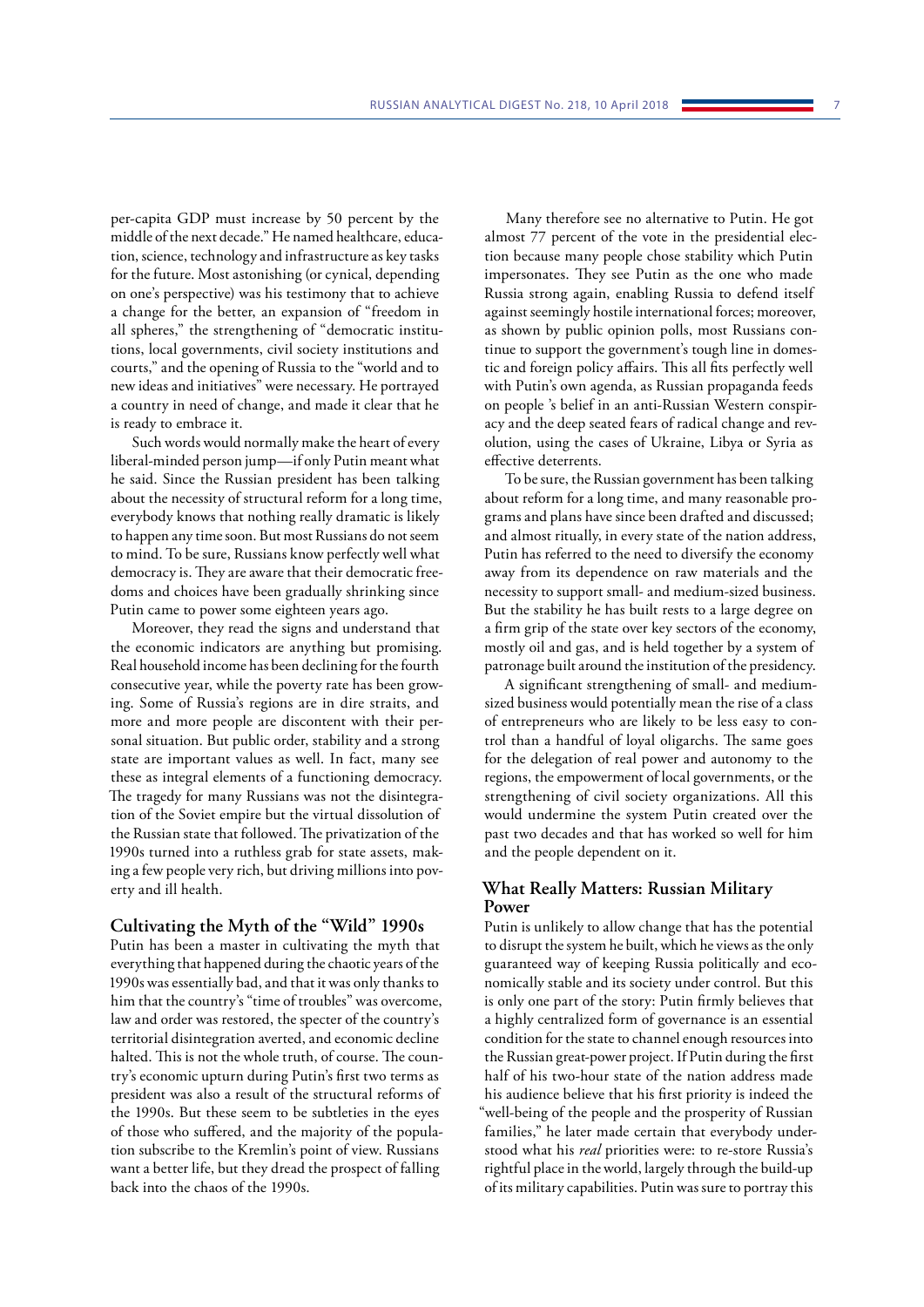per-capita GDP must increase by 50 percent by the middle of the next decade." He named healthcare, education, science, technology and infrastructure as key tasks for the future. Most astonishing (or cynical, depending on one's perspective) was his testimony that to achieve a change for the better, an expansion of "freedom in all spheres," the strengthening of "democratic institutions, local governments, civil society institutions and courts," and the opening of Russia to the "world and to new ideas and initiatives" were necessary. He portrayed a country in need of change, and made it clear that he is ready to embrace it.

Such words would normally make the heart of every liberal-minded person jump—if only Putin meant what he said. Since the Russian president has been talking about the necessity of structural reform for a long time, everybody knows that nothing really dramatic is likely to happen any time soon. But most Russians do not seem to mind. To be sure, Russians know perfectly well what democracy is. They are aware that their democratic freedoms and choices have been gradually shrinking since Putin came to power some eighteen years ago.

Moreover, they read the signs and understand that the economic indicators are anything but promising. Real household income has been declining for the fourth consecutive year, while the poverty rate has been growing. Some of Russia's regions are in dire straits, and more and more people are discontent with their personal situation. But public order, stability and a strong state are important values as well. In fact, many see these as integral elements of a functioning democracy. The tragedy for many Russians was not the disintegration of the Soviet empire but the virtual dissolution of the Russian state that followed. The privatization of the 1990s turned into a ruthless grab for state assets, making a few people very rich, but driving millions into poverty and ill health.

## Cultivating the Myth of the "Wild" 1990s

Putin has been a master in cultivating the myth that everything that happened during the chaotic years of the 1990s was essentially bad, and that it was only thanks to him that the country's "time of troubles" was overcome, law and order was restored, the specter of the country's territorial disintegration averted, and economic decline halted. This is not the whole truth, of course. The country's economic upturn during Putin's first two terms as president was also a result of the structural reforms of the 1990s. But these seem to be subtleties in the eyes of those who suffered, and the majority of the population subscribe to the Kremlin's point of view. Russians want a better life, but they dread the prospect of falling back into the chaos of the 1990s.

Many therefore see no alternative to Putin. He got almost 77 percent of the vote in the presidential election because many people chose stability which Putin impersonates. They see Putin as the one who made Russia strong again, enabling Russia to defend itself against seemingly hostile international forces; moreover, as shown by public opinion polls, most Russians continue to support the government's tough line in domestic and foreign policy affairs. This all fits perfectly well with Putin's own agenda, as Russian propaganda feeds on people 's belief in an anti-Russian Western conspiracy and the deep seated fears of radical change and revolution, using the cases of Ukraine, Libya or Syria as effective deterrents.

To be sure, the Russian government has been talking about reform for a long time, and many reasonable programs and plans have since been drafted and discussed; and almost ritually, in every state of the nation address, Putin has referred to the need to diversify the economy away from its dependence on raw materials and the necessity to support small- and medium-sized business. But the stability he has built rests to a large degree on a firm grip of the state over key sectors of the economy, mostly oil and gas, and is held together by a system of patronage built around the institution of the presidency.

A significant strengthening of small- and medium-sized business would potentially mean the rise of a class of entrepreneurs who are likely to be less easy to control than a handful of loyal oligarchs. The same goes for the delegation of real power and autonomy to the regions, the empowerment of local governments, or the strengthening of civil society organizations. All this would undermine the system Putin created over the past two decades and that has worked so well for him and the people dependent on it.

## What Really Matters: Russian Military Power

Putin is unlikely to allow change that has the potential to disrupt the system he built, which he views as the only guaranteed way of keeping Russia politically and economically stable and its society under control. But this is only one part of the story: Putin firmly believes that a highly centralized form of governance is an essential condition for the state to channel enough resources into the Russian great-power project. If Putin during the first half of his two-hour state of the nation address made his audience believe that his first priority is indeed the "well-being of the people and the prosperity of Russian families," he later made certain that everybody understood what his *real* priorities were: to re-store Russia's rightful place in the world, largely through the build-up of its military capabilities. Putin was sure to portray this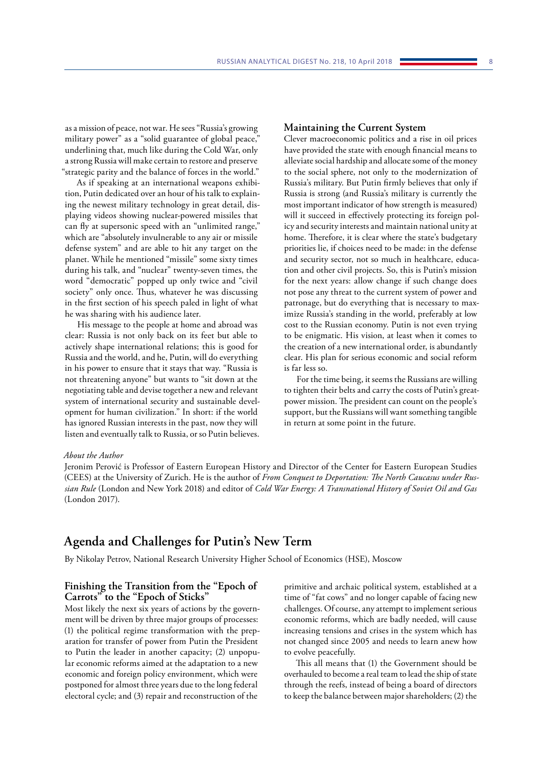as a mission of peace, not war. He sees "Russia's growing military power" as a "solid guarantee of global peace," underlining that, much like during the Cold War, only a strong Russia will make certain to restore and preserve "strategic parity and the balance of forces in the world."

As if speaking at an international weapons exhibition, Putin dedicated over an hour of his talk to explaining the newest military technology in great detail, displaying videos showing nuclear-powered missiles that can fly at supersonic speed with an "unlimited range," which are "absolutely invulnerable to any air or missile defense system" and are able to hit any target on the planet. While he mentioned "missile" some sixty times during his talk, and "nuclear" twenty-seven times, the word "democratic" popped up only twice and "civil society" only once. Thus, whatever he was discussing in the first section of his speech paled in light of what he was sharing with his audience later.

His message to the people at home and abroad was clear: Russia is not only back on its feet but able to actively shape international relations; this is good for Russia and the world, and he, Putin, will do everything in his power to ensure that it stays that way. "Russia is not threatening anyone" but wants to "sit down at the negotiating table and devise together a new and relevant system of international security and sustainable development for human civilization." In short: if the world has ignored Russian interests in the past, now they will listen and eventually talk to Russia, or so Putin believes.

### Maintaining the Current System

Clever macroeconomic politics and a rise in oil prices have provided the state with enough financial means to alleviate social hardship and allocate some of the money to the social sphere, not only to the modernization of Russia's military. But Putin firmly believes that only if Russia is strong (and Russia's military is currently the most important indicator of how strength is measured) will it succeed in effectively protecting its foreign policy and security interests and maintain national unity at home. Therefore, it is clear where the state's budgetary priorities lie, if choices need to be made: in the defense and security sector, not so much in healthcare, education and other civil projects. So, this is Putin's mission for the next years: allow change if such change does not pose any threat to the current system of power and patronage, but do everything that is necessary to maximize Russia's standing in the world, preferably at low cost to the Russian economy. Putin is not even trying to be enigmatic. His vision, at least when it comes to the creation of a new international order, is abundantly clear. His plan for serious economic and social reform is far less so.

For the time being, it seems the Russians are willing to tighten their belts and carry the costs of Putin's great-power mission. The president can count on the people's support, but the Russians will want something tangible in return at some point in the future.

*About the Author*

Jeronim Perović is Professor of Eastern European History and Director of the Center for Eastern European Studies (CEES) at the University of Zurich. He is the author of *From Conquest to Deportation: The North Caucasus under Russian Rule* (London and New York 2018) and editor of *Cold War Energy: A Transnational History of Soviet Oil and Gas* (London 2017).

## Agenda and Challenges for Putin's New Term

By Nikolay Petrov, National Research University Higher School of Economics (HSE), Moscow

### Finishing the Transition from the "Epoch of Carrots" to the "Epoch of Sticks"

Most likely the next six years of actions by the government will be driven by three major groups of processes: (1) the political regime transformation with the preparation for transfer of power from Putin the President to Putin the leader in another capacity; (2) unpopular economic reforms aimed at the adaptation to a new economic and foreign policy environment, which were postponed for almost three years due to the long federal electoral cycle; and (3) repair and reconstruction of the primitive and archaic political system, established at a time of "fat cows" and no longer capable of facing new challenges. Of course, any attempt to implement serious economic reforms, which are badly needed, will cause increasing tensions and crises in the system which has not changed since 2005 and needs to learn anew how to evolve peacefully.

This all means that (1) the Government should be overhauled to become a real team to lead the ship of state through the reefs, instead of being a board of directors to keep the balance between major shareholders; (2) the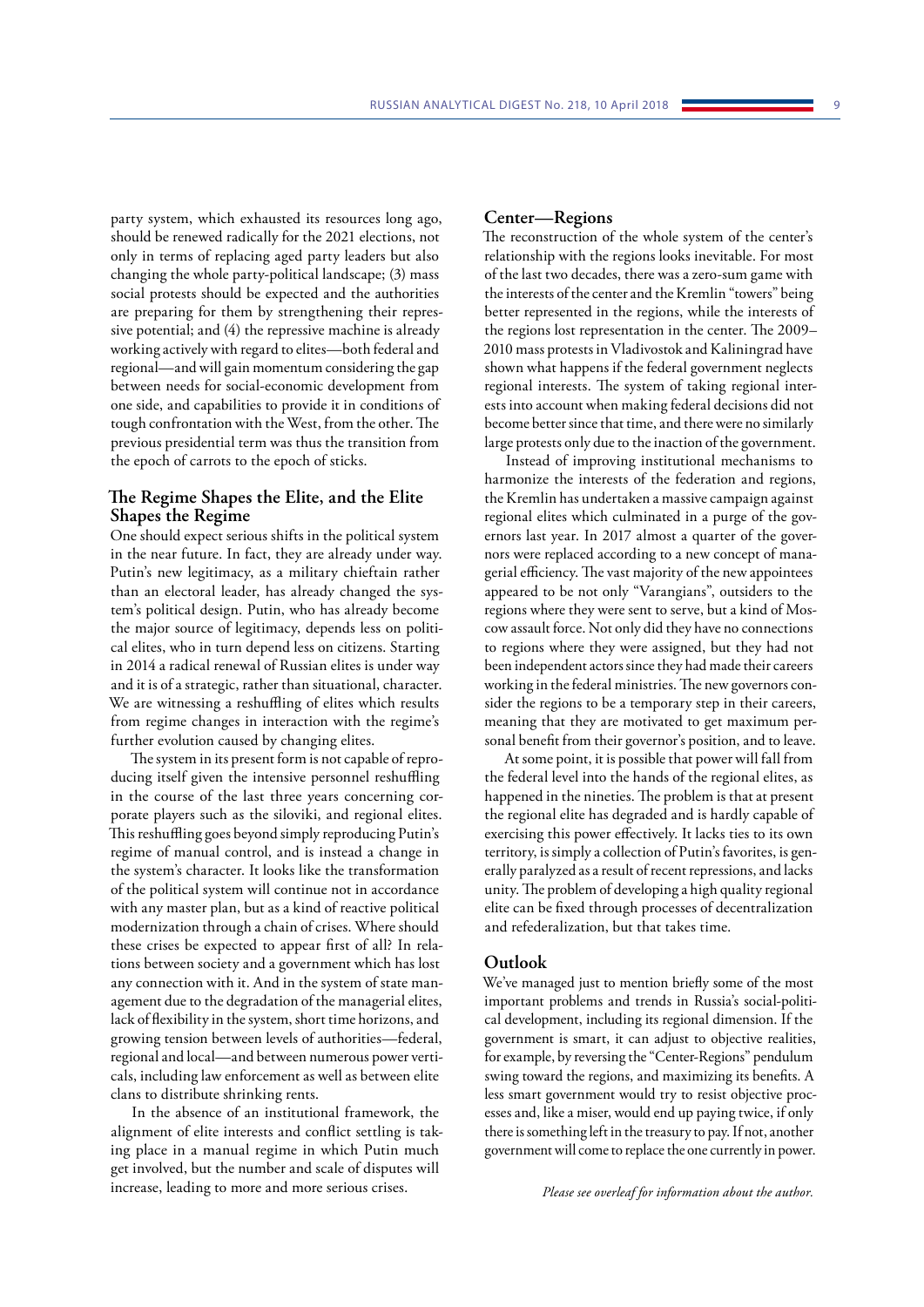party system, which exhausted its resources long ago, should be renewed radically for the 2021 elections, not only in terms of replacing aged party leaders but also changing the whole party-political landscape; (3) mass social protests should be expected and the authorities are preparing for them by strengthening their repressive potential; and (4) the repressive machine is already working actively with regard to elites—both federal and regional—and will gain momentum considering the gap between needs for social-economic development from one side, and capabilities to provide it in conditions of tough confrontation with the West, from the other. The previous presidential term was thus the transition from the epoch of carrots to the epoch of sticks.

## The Regime Shapes the Elite, and the Elite Shapes the Regime

One should expect serious shifts in the political system in the near future. In fact, they are already under way. Putin's new legitimacy, as a military chieftain rather than an electoral leader, has already changed the system's political design. Putin, who has already become the major source of legitimacy, depends less on political elites, who in turn depend less on citizens. Starting in 2014 a radical renewal of Russian elites is under way and it is of a strategic, rather than situational, character. We are witnessing a reshuffling of elites which results from regime changes in interaction with the regime's further evolution caused by changing elites.

The system in its present form is not capable of reproducing itself given the intensive personnel reshuffling in the course of the last three years concerning corporate players such as the siloviki, and regional elites. This reshuffling goes beyond simply reproducing Putin's regime of manual control, and is instead a change in the system's character. It looks like the transformation of the political system will continue not in accordance with any master plan, but as a kind of reactive political modernization through a chain of crises. Where should these crises be expected to appear first of all? In relations between society and a government which has lost any connection with it. And in the system of state management due to the degradation of the managerial elites, lack of flexibility in the system, short time horizons, and growing tension between levels of authorities—federal, regional and local—and between numerous power verticals, including law enforcement as well as between elite clans to distribute shrinking rents.

In the absence of an institutional framework, the alignment of elite interests and conflict settling is taking place in a manual regime in which Putin much get involved, but the number and scale of disputes will increase, leading to more and more serious crises.

## Center—Regions

The reconstruction of the whole system of the center's relationship with the regions looks inevitable. For most of the last two decades, there was a zero-sum game with the interests of the center and the Kremlin "towers" being better represented in the regions, while the interests of the regions lost representation in the center. The 2009–2010 mass protests in Vladivostok and Kaliningrad have shown what happens if the federal government neglects regional interests. The system of taking regional interests into account when making federal decisions did not become better since that time, and there were no similarly large protests only due to the inaction of the government.

Instead of improving institutional mechanisms to harmonize the interests of the federation and regions, the Kremlin has undertaken a massive campaign against regional elites which culminated in a purge of the governors last year. In 2017 almost a quarter of the governors were replaced according to a new concept of managerial efficiency. The vast majority of the new appointees appeared to be not only "Varangians", outsiders to the regions where they were sent to serve, but a kind of Moscow assault force. Not only did they have no connections to regions where they were assigned, but they had not been independent actors since they had made their careers working in the federal ministries. The new governors consider the regions to be a temporary step in their careers, meaning that they are motivated to get maximum personal benefit from their governor's position, and to leave.

At some point, it is possible that power will fall from the federal level into the hands of the regional elites, as happened in the nineties. The problem is that at present the regional elite has degraded and is hardly capable of exercising this power effectively. It lacks ties to its own territory, is simply a collection of Putin's favorites, is generally paralyzed as a result of recent repressions, and lacks unity. The problem of developing a high quality regional elite can be fixed through processes of decentralization and refederalization, but that takes time.

## Outlook

We've managed just to mention briefly some of the most important problems and trends in Russia's social-political development, including its regional dimension. If the government is smart, it can adjust to objective realities, for example, by reversing the "Center-Regions" pendulum swing toward the regions, and maximizing its benefits. A less smart government would try to resist objective processes and, like a miser, would end up paying twice, if only there is something left in the treasury to pay. If not, another government will come to replace the one currently in power.

*Please see overleaf for information about the author.*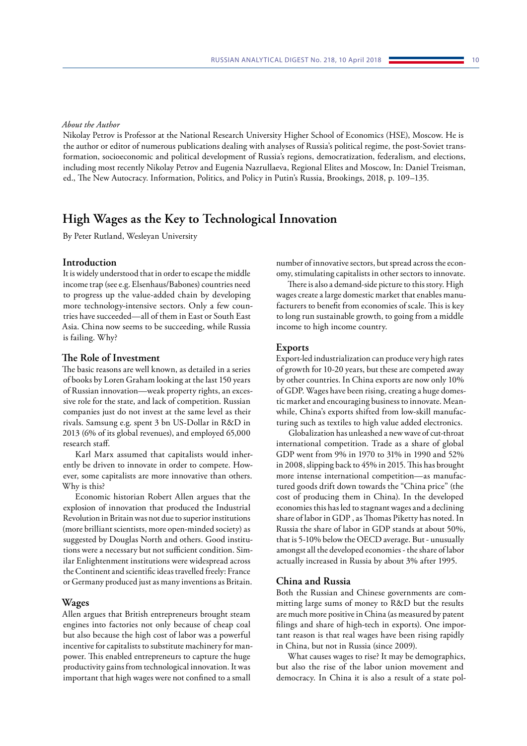*About the Author*

Nikolay Petrov is Professor at the National Research University Higher School of Economics (HSE), Moscow. He is the author or editor of numerous publications dealing with analyses of Russia's political regime, the post-Soviet transformation, socioeconomic and political development of Russia's regions, democratization, federalism, and elections, including most recently Nikolay Petrov and Eugenia Nazrullaeva, Regional Elites and Moscow, In: Daniel Treisman, ed., The New Autocracy. Information, Politics, and Policy in Putin's Russia, Brookings, 2018, p. 109–135.

# High Wages as the Key to Technological Innovation

By Peter Rutland, Wesleyan University

## Introduction

It is widely understood that in order to escape the middle income trap (see e.g. Elsenhaus/Babones) countries need to progress up the value-added chain by developing more technology-intensive sectors. Only a few countries have succeeded—all of them in East or South East Asia. China now seems to be succeeding, while Russia is failing. Why?

## The Role of Investment

The basic reasons are well known, as detailed in a series of books by Loren Graham looking at the last 150 years of Russian innovation—weak property rights, an excessive role for the state, and lack of competition. Russian companies just do not invest at the same level as their rivals. Samsung e.g. spent 3 bn US-Dollar in R&D in 2013 (6% of its global revenues), and employed 65,000 research staff.

Karl Marx assumed that capitalists would inherently be driven to innovate in order to compete. However, some capitalists are more innovative than others. Why is this?

Economic historian Robert Allen argues that the explosion of innovation that produced the Industrial Revolution in Britain was not due to superior institutions (more brilliant scientists, more open-minded society) as suggested by Douglas North and others. Good institutions were a necessary but not sufficient condition. Similar Enlightenment institutions were widespread across the Continent and scientific ideas travelled freely: France or Germany produced just as many inventions as Britain.

## Wages

Allen argues that British entrepreneurs brought steam engines into factories not only because of cheap coal but also because the high cost of labor was a powerful incentive for capitalists to substitute machinery for manpower. This enabled entrepreneurs to capture the huge productivity gains from technological innovation. It was important that high wages were not confined to a small number of innovative sectors, but spread across the economy, stimulating capitalists in other sectors to innovate.

There is also a demand-side picture to this story. High wages create a large domestic market that enables manufacturers to benefit from economies of scale. This is key to long run sustainable growth, to going from a middle income to high income country.

## Exports

Export-led industrialization can produce very high rates of growth for 10-20 years, but these are competed away by other countries. In China exports are now only 10% of GDP. Wages have been rising, creating a huge domestic market and encouraging business to innovate. Meanwhile, China's exports shifted from low-skill manufacturing such as textiles to high value added electronics.

Globalization has unleashed a new wave of cut-throat international competition. Trade as a share of global GDP went from 9% in 1970 to 31% in 1990 and 52% in 2008, slipping back to 45% in 2015. This has brought more intense international competition—as manufactured goods drift down towards the "China price" (the cost of producing them in China). In the developed economies this has led to stagnant wages and a declining share of labor in GDP , as Thomas Piketty has noted. In Russia the share of labor in GDP stands at about 50%, that is 5-10% below the OECD average. But - unusually amongst all the developed economies - the share of labor actually increased in Russia by about 3% after 1995.

## China and Russia

Both the Russian and Chinese governments are committing large sums of money to R&D but the results are much more positive in China (as measured by patent filings and share of high-tech in exports). One important reason is that real wages have been rising rapidly in China, but not in Russia (since 2009).

What causes wages to rise? It may be demographics, but also the rise of the labor union movement and democracy. In China it is also a result of a state pol-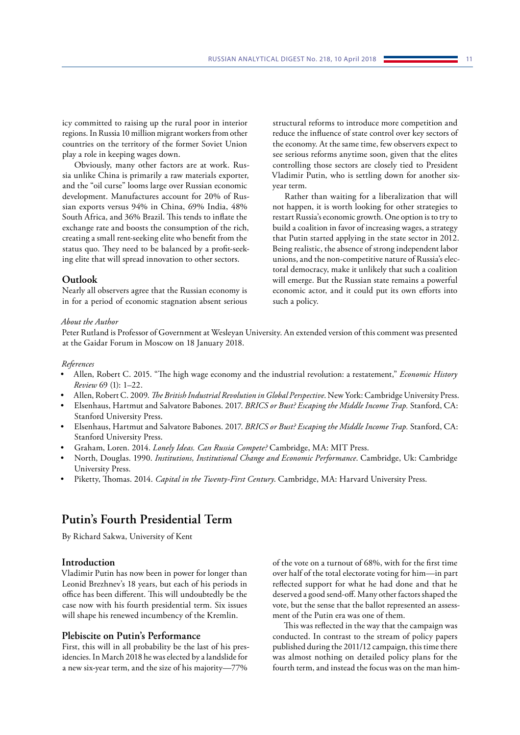icy committed to raising up the rural poor in interior regions. In Russia 10 million migrant workers from other countries on the territory of the former Soviet Union play a role in keeping wages down.

Obviously, many other factors are at work. Russia unlike China is primarily a raw materials exporter, and the "oil curse" looms large over Russian economic development. Manufactures account for 20% of Russian exports versus 94% in China, 69% India, 48% South Africa, and 36% Brazil. This tends to inflate the exchange rate and boosts the consumption of the rich, creating a small rent-seeking elite who benefit from the status quo. They need to be balanced by a profit-seeking elite that will spread innovation to other sectors.

### Outlook

Nearly all observers agree that the Russian economy is in for a period of economic stagnation absent serious structural reforms to introduce more competition and reduce the influence of state control over key sectors of the economy. At the same time, few observers expect to see serious reforms anytime soon, given that the elites controlling those sectors are closely tied to President Vladimir Putin, who is settling down for another six-year term.

Rather than waiting for a liberalization that will not happen, it is worth looking for other strategies to restart Russia's economic growth. One option is to try to build a coalition in favor of increasing wages, a strategy that Putin started applying in the state sector in 2012. Being realistic, the absence of strong independent labor unions, and the non-competitive nature of Russia's electoral democracy, make it unlikely that such a coalition will emerge. But the Russian state remains a powerful economic actor, and it could put its own efforts into such a policy.

*About the Author*

Peter Rutland is Professor of Government at Wesleyan University. An extended version of this comment was presented at the Gaidar Forum in Moscow on 18 January 2018.

*References*

- Allen, Robert C. 2015. "The high wage economy and the industrial revolution: a restatement," *Economic History Review* 69 (1): 1–22.
- Allen, Robert C. 2009. *The British Industrial Revolution in Global Perspective*. New York: Cambridge University Press.
- Elsenhaus, Hartmut and Salvatore Babones. 2017. *BRICS or Bust? Escaping the Middle Income Trap.* Stanford, CA: Stanford University Press.
- Elsenhaus, Hartmut and Salvatore Babones. 2017. *BRICS or Bust? Escaping the Middle Income Trap.* Stanford, CA: Stanford University Press.
- Graham, Loren. 2014. *Lonely Ideas. Can Russia Compete?* Cambridge, MA: MIT Press.
- North, Douglas. 1990. *Institutions, Institutional Change and Economic Performance*. Cambridge, Uk: Cambridge University Press.
- Piketty, Thomas. 2014. *Capital in the Twenty-First Century*. Cambridge, MA: Harvard University Press.

# Putin's Fourth Presidential Term

By Richard Sakwa, University of Kent

### Introduction

Vladimir Putin has now been in power for longer than Leonid Brezhnev's 18 years, but each of his periods in office has been different. This will undoubtedly be the case now with his fourth presidential term. Six issues will shape his renewed incumbency of the Kremlin.

### Plebiscite on Putin's Performance

First, this will in all probability be the last of his presidencies. In March 2018 he was elected by a landslide for a new six-year term, and the size of his majority—77% of the vote on a turnout of 68%, with for the first time over half of the total electorate voting for him—in part reflected support for what he had done and that he deserved a good send-off. Many other factors shaped the vote, but the sense that the ballot represented an assessment of the Putin era was one of them.

This was reflected in the way that the campaign was conducted. In contrast to the stream of policy papers published during the 2011/12 campaign, this time there was almost nothing on detailed policy plans for the fourth term, and instead the focus was on the man him-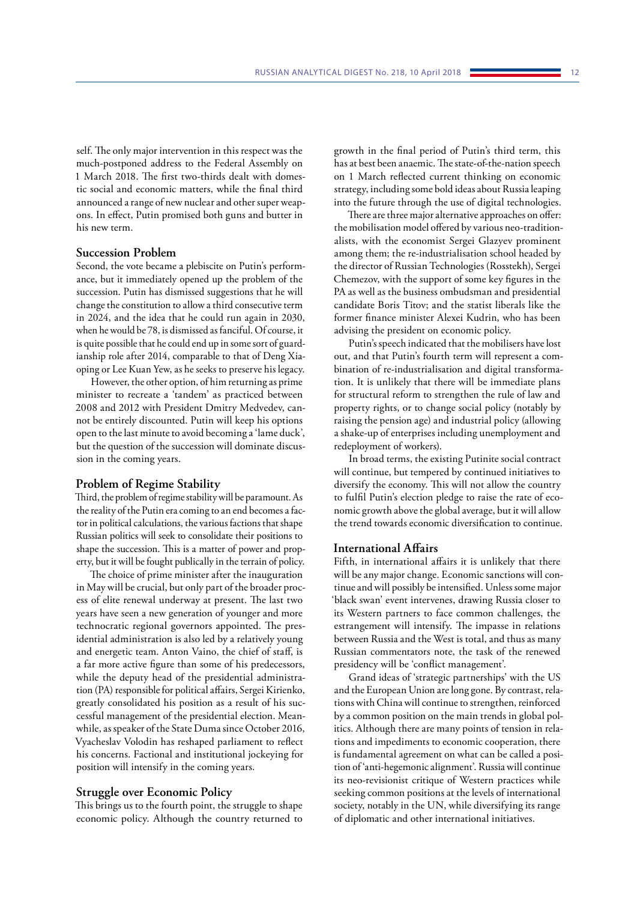self. The only major intervention in this respect was the much-postponed address to the Federal Assembly on 1 March 2018. The first two-thirds dealt with domestic social and economic matters, while the final third announced a range of new nuclear and other super weapons. In effect, Putin promised both guns and butter in his new term.

### Succession Problem

Second, the vote became a plebiscite on Putin's performance, but it immediately opened up the problem of the succession. Putin has dismissed suggestions that he will change the constitution to allow a third consecutive term in 2024, and the idea that he could run again in 2030, when he would be 78, is dismissed as fanciful. Of course, it is quite possible that he could end up in some sort of guardianship role after 2014, comparable to that of Deng Xiaoping or Lee Kuan Yew, as he seeks to preserve his legacy.

However, the other option, of him returning as prime minister to recreate a 'tandem' as practiced between 2008 and 2012 with President Dmitry Medvedev, cannot be entirely discounted. Putin will keep his options open to the last minute to avoid becoming a 'lame duck', but the question of the succession will dominate discussion in the coming years.

### Problem of Regime Stability

Third, the problem of regime stability will be paramount. As the reality of the Putin era coming to an end becomes a factor in political calculations, the various factions that shape Russian politics will seek to consolidate their positions to shape the succession. This is a matter of power and property, but it will be fought publically in the terrain of policy.

The choice of prime minister after the inauguration in May will be crucial, but only part of the broader process of elite renewal underway at present. The last two years have seen a new generation of younger and more technocratic regional governors appointed. The presidential administration is also led by a relatively young and energetic team. Anton Vaino, the chief of staff, is a far more active figure than some of his predecessors, while the deputy head of the presidential administration (PA) responsible for political affairs, Sergei Kirienko, greatly consolidated his position as a result of his successful management of the presidential election. Meanwhile, as speaker of the State Duma since October 2016, Vyacheslav Volodin has reshaped parliament to reflect his concerns. Factional and institutional jockeying for position will intensify in the coming years.

### Struggle over Economic Policy

This brings us to the fourth point, the struggle to shape economic policy. Although the country returned to growth in the final period of Putin's third term, this has at best been anaemic. The state-of-the-nation speech on 1 March reflected current thinking on economic strategy, including some bold ideas about Russia leaping into the future through the use of digital technologies.

There are three major alternative approaches on offer: the mobilisation model offered by various neo-traditionalists, with the economist Sergei Glazyev prominent among them; the re-industrialisation school headed by the director of Russian Technologies (Rosstekh), Sergei Chemezov, with the support of some key figures in the PA as well as the business ombudsman and presidential candidate Boris Titov; and the statist liberals like the former finance minister Alexei Kudrin, who has been advising the president on economic policy.

Putin's speech indicated that the mobilisers have lost out, and that Putin's fourth term will represent a combination of re-industrialisation and digital transformation. It is unlikely that there will be immediate plans for structural reform to strengthen the rule of law and property rights, or to change social policy (notably by raising the pension age) and industrial policy (allowing a shake-up of enterprises including unemployment and redeployment of workers).

In broad terms, the existing Putinite social contract will continue, but tempered by continued initiatives to diversify the economy. This will not allow the country to fulfil Putin's election pledge to raise the rate of economic growth above the global average, but it will allow the trend towards economic diversification to continue.

### International Affairs

Fifth, in international affairs it is unlikely that there will be any major change. Economic sanctions will continue and will possibly be intensified. Unless some major 'black swan' event intervenes, drawing Russia closer to its Western partners to face common challenges, the estrangement will intensify. The impasse in relations between Russia and the West is total, and thus as many Russian commentators note, the task of the renewed presidency will be 'conflict management'.

Grand ideas of 'strategic partnerships' with the US and the European Union are long gone. By contrast, relations with China will continue to strengthen, reinforced by a common position on the main trends in global politics. Although there are many points of tension in relations and impediments to economic cooperation, there is fundamental agreement on what can be called a position of 'anti-hegemonic alignment'. Russia will continue its neo-revisionist critique of Western practices while seeking common positions at the levels of international society, notably in the UN, while diversifying its range of diplomatic and other international initiatives.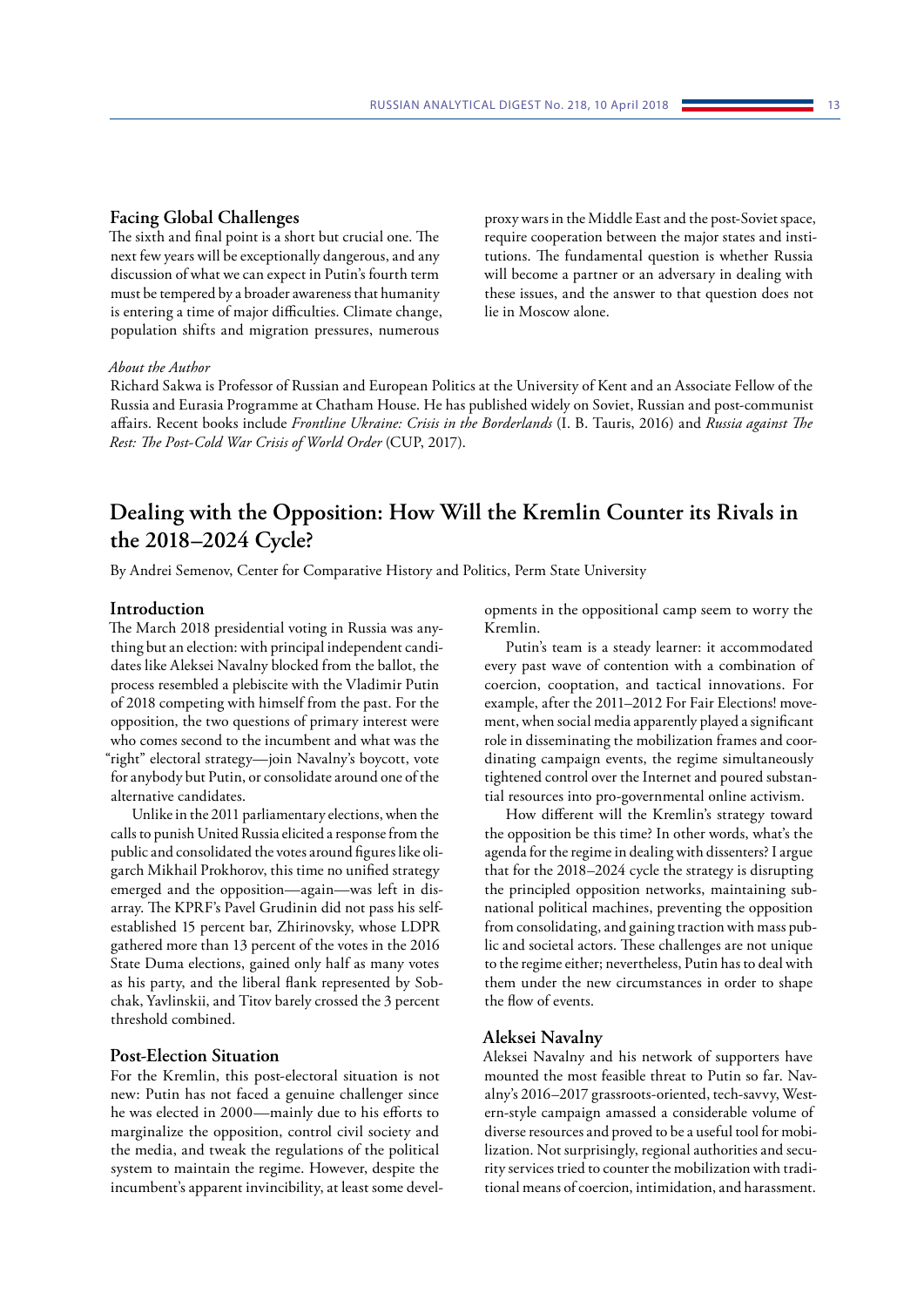### Facing Global Challenges

The sixth and final point is a short but crucial one. The next few years will be exceptionally dangerous, and any discussion of what we can expect in Putin's fourth term must be tempered by a broader awareness that humanity is entering a time of major difficulties. Climate change, population shifts and migration pressures, numerous proxy wars in the Middle East and the post-Soviet space, require cooperation between the major states and institutions. The fundamental question is whether Russia will become a partner or an adversary in dealing with these issues, and the answer to that question does not lie in Moscow alone.

*About the Author*

Richard Sakwa is Professor of Russian and European Politics at the University of Kent and an Associate Fellow of the Russia and Eurasia Programme at Chatham House. He has published widely on Soviet, Russian and post-communist affairs. Recent books include *Frontline Ukraine: Crisis in the Borderlands* (I. B. Tauris, 2016) and *Russia against The Rest: The Post-Cold War Crisis of World Order* (CUP, 2017).

## Dealing with the Opposition: How Will the Kremlin Counter its Rivals in the 2018–2024 Cycle?

By Andrei Semenov, Center for Comparative History and Politics, Perm State University

### Introduction

The March 2018 presidential voting in Russia was anything but an election: with principal independent candidates like Aleksei Navalny blocked from the ballot, the process resembled a plebiscite with the Vladimir Putin of 2018 competing with himself from the past. For the opposition, the two questions of primary interest were who comes second to the incumbent and what was the "right" electoral strategy—join Navalny's boycott, vote for anybody but Putin, or consolidate around one of the alternative candidates.

Unlike in the 2011 parliamentary elections, when the calls to punish United Russia elicited a response from the public and consolidated the votes around figures like oligarch Mikhail Prokhorov, this time no unified strategy emerged and the opposition—again—was left in disarray. The KPRF's Pavel Grudinin did not pass his self-established 15 percent bar, Zhirinovsky, whose LDPR gathered more than 13 percent of the votes in the 2016 State Duma elections, gained only half as many votes as his party, and the liberal flank represented by Sobchak, Yavlinskii, and Titov barely crossed the 3 percent threshold combined.

### Post-Election Situation

For the Kremlin, this post-electoral situation is not new: Putin has not faced a genuine challenger since he was elected in 2000—mainly due to his efforts to marginalize the opposition, control civil society and the media, and tweak the regulations of the political system to maintain the regime. However, despite the incumbent's apparent invincibility, at least some developments in the oppositional camp seem to worry the Kremlin.

Putin's team is a steady learner: it accommodated every past wave of contention with a combination of coercion, cooptation, and tactical innovations. For example, after the 2011–2012 For Fair Elections! movement, when social media apparently played a significant role in disseminating the mobilization frames and coordinating campaign events, the regime simultaneously tightened control over the Internet and poured substantial resources into pro-governmental online activism.

How different will the Kremlin's strategy toward the opposition be this time? In other words, what's the agenda for the regime in dealing with dissenters? I argue that for the 2018–2024 cycle the strategy is disrupting the principled opposition networks, maintaining subnational political machines, preventing the opposition from consolidating, and gaining traction with mass public and societal actors. These challenges are not unique to the regime either; nevertheless, Putin has to deal with them under the new circumstances in order to shape the flow of events.

### Aleksei Navalny

Aleksei Navalny and his network of supporters have mounted the most feasible threat to Putin so far. Navalny's 2016–2017 grassroots-oriented, tech-savvy, Western-style campaign amassed a considerable volume of diverse resources and proved to be a useful tool for mobilization. Not surprisingly, regional authorities and security services tried to counter the mobilization with traditional means of coercion, intimidation, and harassment.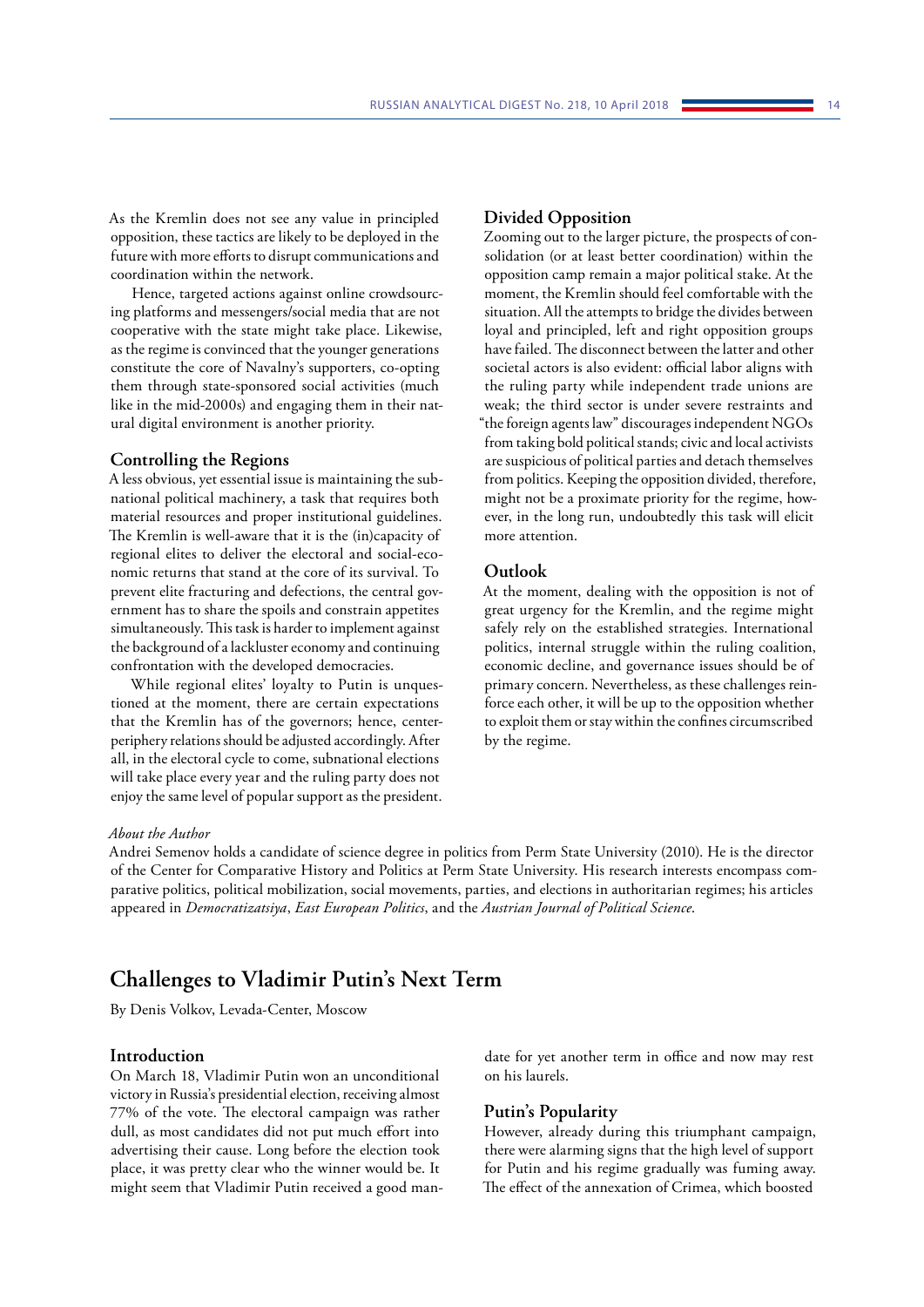As the Kremlin does not see any value in principled opposition, these tactics are likely to be deployed in the future with more efforts to disrupt communications and coordination within the network.

Hence, targeted actions against online crowdsourcing platforms and messengers/social media that are not cooperative with the state might take place. Likewise, as the regime is convinced that the younger generations constitute the core of Navalny's supporters, co-opting them through state-sponsored social activities (much like in the mid-2000s) and engaging them in their natural digital environment is another priority.

### Controlling the Regions

A less obvious, yet essential issue is maintaining the subnational political machinery, a task that requires both material resources and proper institutional guidelines. The Kremlin is well-aware that it is the (in)capacity of regional elites to deliver the electoral and social-economic returns that stand at the core of its survival. To prevent elite fracturing and defections, the central government has to share the spoils and constrain appetites simultaneously. This task is harder to implement against the background of a lackluster economy and continuing confrontation with the developed democracies.

While regional elites' loyalty to Putin is unquestioned at the moment, there are certain expectations that the Kremlin has of the governors; hence, center-periphery relations should be adjusted accordingly. After all, in the electoral cycle to come, subnational elections will take place every year and the ruling party does not enjoy the same level of popular support as the president.

### Divided Opposition

Zooming out to the larger picture, the prospects of consolidation (or at least better coordination) within the opposition camp remain a major political stake. At the moment, the Kremlin should feel comfortable with the situation. All the attempts to bridge the divides between loyal and principled, left and right opposition groups have failed. The disconnect between the latter and other societal actors is also evident: official labor aligns with the ruling party while independent trade unions are weak; the third sector is under severe restraints and "the foreign agents law" discourages independent NGOs from taking bold political stands; civic and local activists are suspicious of political parties and detach themselves from politics. Keeping the opposition divided, therefore, might not be a proximate priority for the regime, however, in the long run, undoubtedly this task will elicit more attention.

### Outlook

At the moment, dealing with the opposition is not of great urgency for the Kremlin, and the regime might safely rely on the established strategies. International politics, internal struggle within the ruling coalition, economic decline, and governance issues should be of primary concern. Nevertheless, as these challenges reinforce each other, it will be up to the opposition whether to exploit them or stay within the confines circumscribed by the regime.

*About the Author*

Andrei Semenov holds a candidate of science degree in politics from Perm State University (2010). He is the director of the Center for Comparative History and Politics at Perm State University. His research interests encompass comparative politics, political mobilization, social movements, parties, and elections in authoritarian regimes; his articles appeared in *Democratizatsiya*, *East European Politics*, and the *Austrian Journal of Political Science*.

## Challenges to Vladimir Putin's Next Term

By Denis Volkov, Levada-Center, Moscow

### Introduction

On March 18, Vladimir Putin won an unconditional victory in Russia's presidential election, receiving almost 77% of the vote. The electoral campaign was rather dull, as most candidates did not put much effort into advertising their cause. Long before the election took place, it was pretty clear who the winner would be. It might seem that Vladimir Putin received a good mandate for yet another term in office and now may rest on his laurels.

### Putin's Popularity

However, already during this triumphant campaign, there were alarming signs that the high level of support for Putin and his regime gradually was fuming away. The effect of the annexation of Crimea, which boosted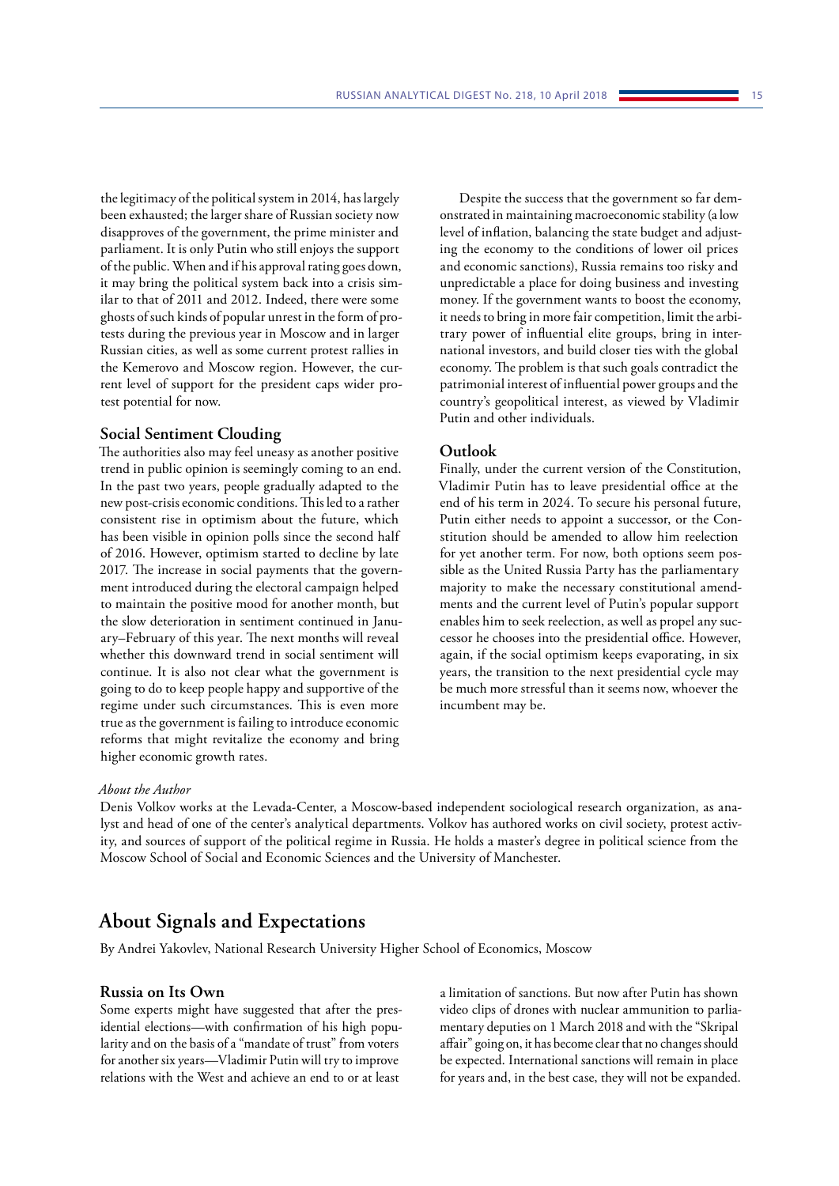the legitimacy of the political system in 2014, has largely been exhausted; the larger share of Russian society now disapproves of the government, the prime minister and parliament. It is only Putin who still enjoys the support of the public. When and if his approval rating goes down, it may bring the political system back into a crisis similar to that of 2011 and 2012. Indeed, there were some ghosts of such kinds of popular unrest in the form of protests during the previous year in Moscow and in larger Russian cities, as well as some current protest rallies in the Kemerovo and Moscow region. However, the current level of support for the president caps wider protest potential for now.

### Social Sentiment Clouding

The authorities also may feel uneasy as another positive trend in public opinion is seemingly coming to an end. In the past two years, people gradually adapted to the new post-crisis economic conditions. This led to a rather consistent rise in optimism about the future, which has been visible in opinion polls since the second half of 2016. However, optimism started to decline by late 2017. The increase in social payments that the government introduced during the electoral campaign helped to maintain the positive mood for another month, but the slow deterioration in sentiment continued in January–February of this year. The next months will reveal whether this downward trend in social sentiment will continue. It is also not clear what the government is going to do to keep people happy and supportive of the regime under such circumstances. This is even more true as the government is failing to introduce economic reforms that might revitalize the economy and bring higher economic growth rates.

Despite the success that the government so far demonstrated in maintaining macroeconomic stability (a low level of inflation, balancing the state budget and adjusting the economy to the conditions of lower oil prices and economic sanctions), Russia remains too risky and unpredictable a place for doing business and investing money. If the government wants to boost the economy, it needs to bring in more fair competition, limit the arbitrary power of influential elite groups, bring in international investors, and build closer ties with the global economy. The problem is that such goals contradict the patrimonial interest of influential power groups and the country's geopolitical interest, as viewed by Vladimir Putin and other individuals.

### Outlook

Finally, under the current version of the Constitution, Vladimir Putin has to leave presidential office at the end of his term in 2024. To secure his personal future, Putin either needs to appoint a successor, or the Constitution should be amended to allow him reelection for yet another term. For now, both options seem possible as the United Russia Party has the parliamentary majority to make the necessary constitutional amendments and the current level of Putin's popular support enables him to seek reelection, as well as propel any successor he chooses into the presidential office. However, again, if the social optimism keeps evaporating, in six years, the transition to the next presidential cycle may be much more stressful than it seems now, whoever the incumbent may be.

*About the Author*

Denis Volkov works at the Levada-Center, a Moscow-based independent sociological research organization, as analyst and head of one of the center's analytical departments. Volkov has authored works on civil society, protest activity, and sources of support of the political regime in Russia. He holds a master's degree in political science from the Moscow School of Social and Economic Sciences and the University of Manchester.

## About Signals and Expectations

By Andrei Yakovlev, National Research University Higher School of Economics, Moscow

### Russia on Its Own

Some experts might have suggested that after the presidential elections—with confirmation of his high popularity and on the basis of a "mandate of trust" from voters for another six years—Vladimir Putin will try to improve relations with the West and achieve an end to or at least a limitation of sanctions. But now after Putin has shown video clips of drones with nuclear ammunition to parliamentary deputies on 1 March 2018 and with the "Skripal affair" going on, it has become clear that no changes should be expected. International sanctions will remain in place for years and, in the best case, they will not be expanded.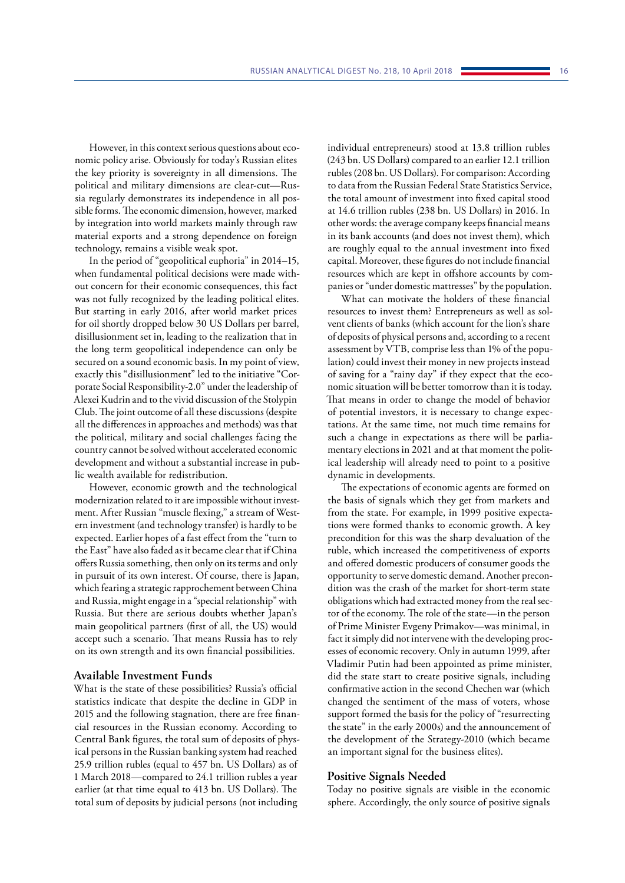However, in this context serious questions about economic policy arise. Obviously for today's Russian elites the key priority is sovereignty in all dimensions. The political and military dimensions are clear-cut—Russia regularly demonstrates its independence in all possible forms. The economic dimension, however, marked by integration into world markets mainly through raw material exports and a strong dependence on foreign technology, remains a visible weak spot.

In the period of "geopolitical euphoria" in 2014–15, when fundamental political decisions were made without concern for their economic consequences, this fact was not fully recognized by the leading political elites. But starting in early 2016, after world market prices for oil shortly dropped below 30 US Dollars per barrel, disillusionment set in, leading to the realization that in the long term geopolitical independence can only be secured on a sound economic basis. In my point of view, exactly this "disillusionment" led to the initiative "Corporate Social Responsibility-2.0" under the leadership of Alexei Kudrin and to the vivid discussion of the Stolypin Club. The joint outcome of all these discussions (despite all the differences in approaches and methods) was that the political, military and social challenges facing the country cannot be solved without accelerated economic development and without a substantial increase in public wealth available for redistribution.

However, economic growth and the technological modernization related to it are impossible without investment. After Russian "muscle flexing," a stream of Western investment (and technology transfer) is hardly to be expected. Earlier hopes of a fast effect from the "turn to the East" have also faded as it became clear that if China offers Russia something, then only on its terms and only in pursuit of its own interest. Of course, there is Japan, which fearing a strategic rapprochement between China and Russia, might engage in a "special relationship" with Russia. But there are serious doubts whether Japan's main geopolitical partners (first of all, the US) would accept such a scenario. That means Russia has to rely on its own strength and its own financial possibilities.

## Available Investment Funds

What is the state of these possibilities? Russia's official statistics indicate that despite the decline in GDP in 2015 and the following stagnation, there are free financial resources in the Russian economy. According to Central Bank figures, the total sum of deposits of physical persons in the Russian banking system had reached 25.9 trillion rubles (equal to 457 bn. US Dollars) as of 1 March 2018—compared to 24.1 trillion rubles a year earlier (at that time equal to 413 bn. US Dollars). The total sum of deposits by judicial persons (not including individual entrepreneurs) stood at 13.8 trillion rubles (243 bn. US Dollars) compared to an earlier 12.1 trillion rubles (208 bn. US Dollars). For comparison: According to data from the Russian Federal State Statistics Service, the total amount of investment into fixed capital stood at 14.6 trillion rubles (238 bn. US Dollars) in 2016. In other words: the average company keeps financial means in its bank accounts (and does not invest them), which are roughly equal to the annual investment into fixed capital. Moreover, these figures do not include financial resources which are kept in offshore accounts by companies or "under domestic mattresses" by the population.

What can motivate the holders of these financial resources to invest them? Entrepreneurs as well as solvent clients of banks (which account for the lion's share of deposits of physical persons and, according to a recent assessment by VTB, comprise less than 1% of the population) could invest their money in new projects instead of saving for a "rainy day" if they expect that the economic situation will be better tomorrow than it is today. That means in order to change the model of behavior of potential investors, it is necessary to change expectations. At the same time, not much time remains for such a change in expectations as there will be parliamentary elections in 2021 and at that moment the political leadership will already need to point to a positive dynamic in developments.

The expectations of economic agents are formed on the basis of signals which they get from markets and from the state. For example, in 1999 positive expectations were formed thanks to economic growth. A key precondition for this was the sharp devaluation of the ruble, which increased the competitiveness of exports and offered domestic producers of consumer goods the opportunity to serve domestic demand. Another precondition was the crash of the market for short-term state obligations which had extracted money from the real sector of the economy. The role of the state—in the person of Prime Minister Evgeny Primakov—was minimal, in fact it simply did not intervene with the developing processes of economic recovery. Only in autumn 1999, after Vladimir Putin had been appointed as prime minister, did the state start to create positive signals, including confirmative action in the second Chechen war (which changed the sentiment of the mass of voters, whose support formed the basis for the policy of "resurrecting the state" in the early 2000s) and the announcement of the development of the Strategy-2010 (which became an important signal for the business elites).

## Positive Signals Needed

Today no positive signals are visible in the economic sphere. Accordingly, the only source of positive signals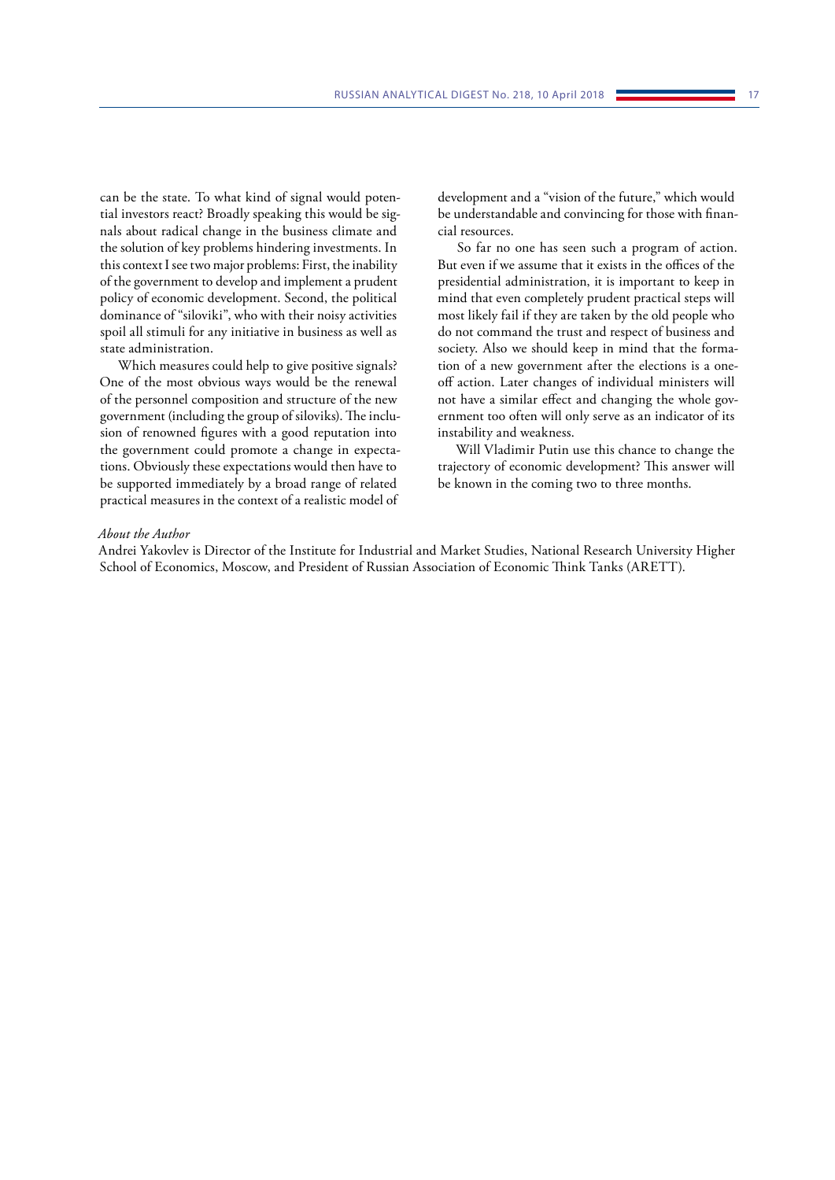can be the state. To what kind of signal would potential investors react? Broadly speaking this would be signals about radical change in the business climate and the solution of key problems hindering investments. In this context I see two major problems: First, the inability of the government to develop and implement a prudent policy of economic development. Second, the political dominance of "siloviki", who with their noisy activities spoil all stimuli for any initiative in business as well as state administration.

Which measures could help to give positive signals? One of the most obvious ways would be the renewal of the personnel composition and structure of the new government (including the group of siloviks). The inclusion of renowned figures with a good reputation into the government could promote a change in expectations. Obviously these expectations would then have to be supported immediately by a broad range of related practical measures in the context of a realistic model of development and a "vision of the future," which would be understandable and convincing for those with financial resources.

So far no one has seen such a program of action. But even if we assume that it exists in the offices of the presidential administration, it is important to keep in mind that even completely prudent practical steps will most likely fail if they are taken by the old people who do not command the trust and respect of business and society. Also we should keep in mind that the formation of a new government after the elections is a one-off action. Later changes of individual ministers will not have a similar effect and changing the whole government too often will only serve as an indicator of its instability and weakness.

Will Vladimir Putin use this chance to change the trajectory of economic development? This answer will be known in the coming two to three months.

*About the Author*

Andrei Yakovlev is Director of the Institute for Industrial and Market Studies, National Research University Higher School of Economics, Moscow, and President of Russian Association of Economic Think Tanks (ARETT).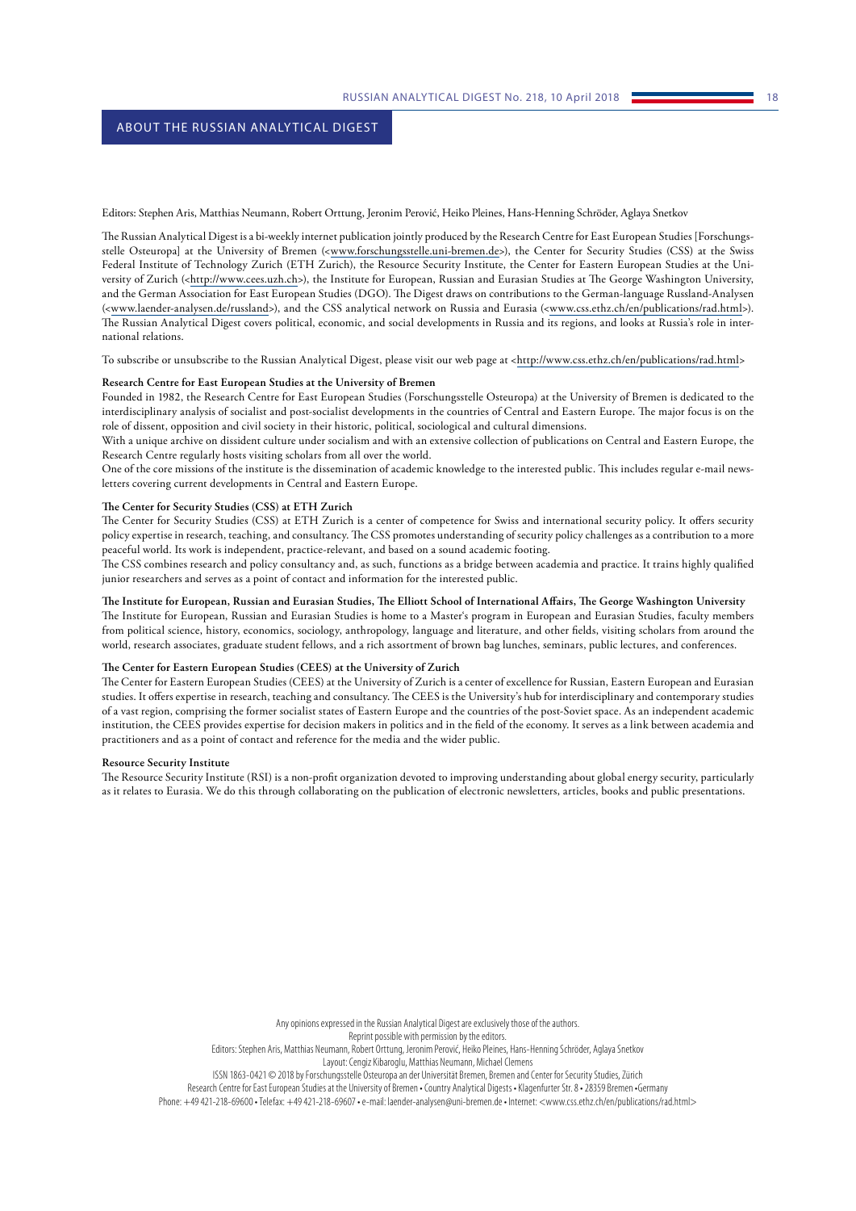## ABOUT THE RUSSIAN ANALYTICAL DIGEST

Editors: Stephen Aris, Matthias Neumann, Robert Orttung, Jeronim Perović, Heiko Pleines, Hans-Henning Schröder, Aglaya Snetkov

The Russian Analytical Digest is a bi-weekly internet publication jointly produced by the Research Centre for East European Studies [Forschungsstelle Osteuropa] at the University of Bremen (<www.forschungsstelle.uni-bremen.de>), the Center for Security Studies (CSS) at the Swiss Federal Institute of Technology Zurich (ETH Zurich), the Resource Security Institute, the Center for Eastern European Studies at the University of Zurich (<http://www.cees.uzh.ch>), the Institute for European, Russian and Eurasian Studies at The George Washington University, and the German Association for East European Studies (DGO). The Digest draws on contributions to the German-language Russland-Analysen (<www.laender-analysen.de/russland>), and the CSS analytical network on Russia and Eurasia (<www.css.ethz.ch/en/publications/rad.html>). The Russian Analytical Digest covers political, economic, and social developments in Russia and its regions, and looks at Russia's role in international relations.

To subscribe or unsubscribe to the Russian Analytical Digest, please visit our web page at <http://www.css.ethz.ch/en/publications/rad.html>

**Research Centre for East European Studies at the University of Bremen**

Founded in 1982, the Research Centre for East European Studies (Forschungsstelle Osteuropa) at the University of Bremen is dedicated to the interdisciplinary analysis of socialist and post-socialist developments in the countries of Central and Eastern Europe. The major focus is on the role of dissent, opposition and civil society in their historic, political, sociological and cultural dimensions.

With a unique archive on dissident culture under socialism and with an extensive collection of publications on Central and Eastern Europe, the Research Centre regularly hosts visiting scholars from all over the world.

One of the core missions of the institute is the dissemination of academic knowledge to the interested public. This includes regular e-mail newsletters covering current developments in Central and Eastern Europe.

**The Center for Security Studies (CSS) at ETH Zurich**

The Center for Security Studies (CSS) at ETH Zurich is a center of competence for Swiss and international security policy. It offers security policy expertise in research, teaching, and consultancy. The CSS promotes understanding of security policy challenges as a contribution to a more peaceful world. Its work is independent, practice-relevant, and based on a sound academic footing.

The CSS combines research and policy consultancy and, as such, functions as a bridge between academia and practice. It trains highly qualified junior researchers and serves as a point of contact and information for the interested public.

**The Institute for European, Russian and Eurasian Studies, The Elliott School of International Affairs, The George Washington University**

The Institute for European, Russian and Eurasian Studies is home to a Master's program in European and Eurasian Studies, faculty members from political science, history, economics, sociology, anthropology, language and literature, and other fields, visiting scholars from around the world, research associates, graduate student fellows, and a rich assortment of brown bag lunches, seminars, public lectures, and conferences.

**The Center for Eastern European Studies (CEES) at the University of Zurich**

The Center for Eastern European Studies (CEES) at the University of Zurich is a center of excellence for Russian, Eastern European and Eurasian studies. It offers expertise in research, teaching and consultancy. The CEES is the University's hub for interdisciplinary and contemporary studies of a vast region, comprising the former socialist states of Eastern Europe and the countries of the post-Soviet space. As an independent academic institution, the CEES provides expertise for decision makers in politics and in the field of the economy. It serves as a link between academia and practitioners and as a point of contact and reference for the media and the wider public.

**Resource Security Institute**

The Resource Security Institute (RSI) is a non-profit organization devoted to improving understanding about global energy security, particularly as it relates to Eurasia. We do this through collaborating on the publication of electronic newsletters, articles, books and public presentations.

Any opinions expressed in the Russian Analytical Digest are exclusively those of the authors.
Reprint possible with permission by the editors.
Editors: Stephen Aris, Matthias Neumann, Robert Orttung, Jeronim Perović, Heiko Pleines, Hans-Henning Schröder, Aglaya Snetkov
Layout: Cengiz Kibaroglu, Matthias Neumann, Michael Clemens
ISSN 1863-0421 © 2018 by Forschungsstelle Osteuropa an der Universität Bremen, Bremen and Center for Security Studies, Zürich
Research Centre for East European Studies at the University of Bremen • Country Analytical Digests • Klagenfurter Str. 8 • 28359 Bremen • Germany
Phone: +49 421-218-69600 • Telefax: +49 421-218-69607 • e-mail: laender-analysen@uni-bremen.de • Internet: <www.css.ethz.ch/en/publications/rad.html>